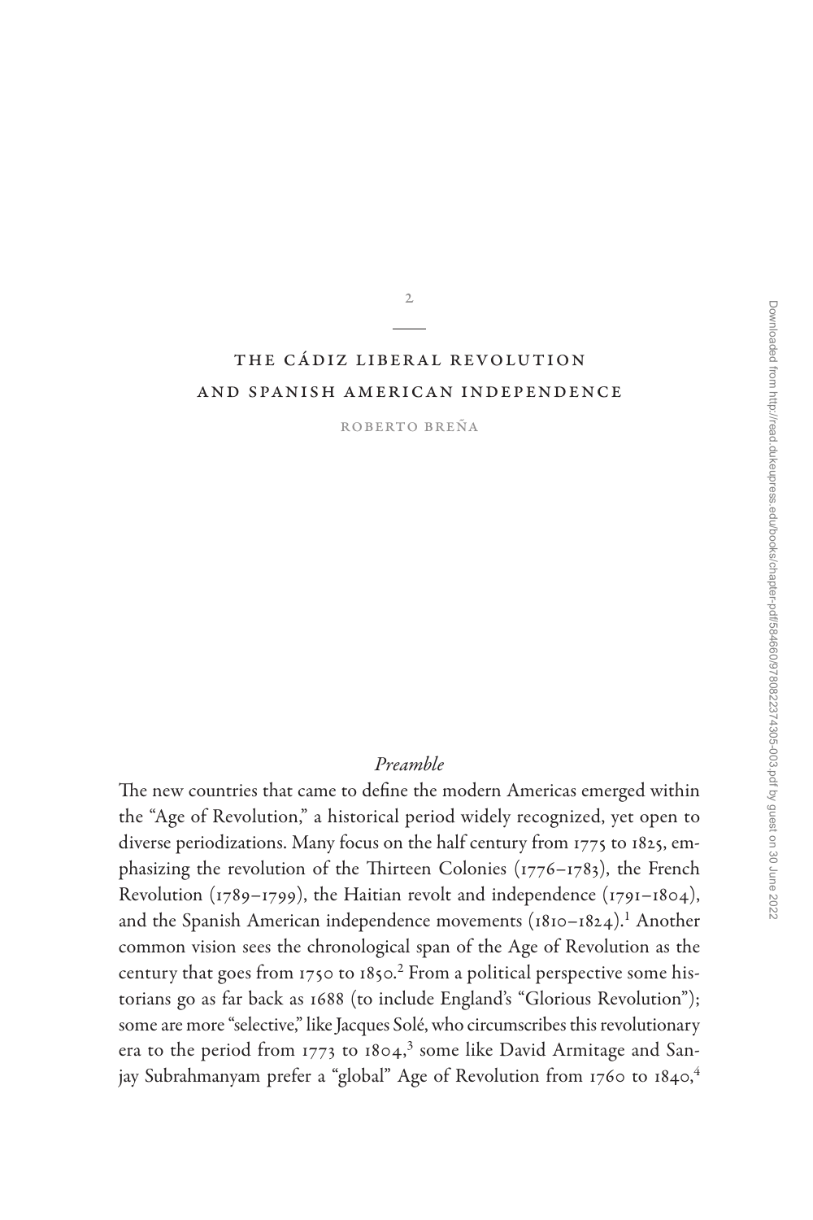2

# THE CÁDIZ LIBERAL REVOLUTION AND SPANISH AMERICAN INDEPENDENCE

ROBERTO BREÑA

### *Preamble*

The new countries that came to define the modern Americas emerged within the "Age of Revolution," a historical period widely recognized, yet open to diverse periodizations. Many focus on the half century from 1775 to 1825, emphasizing the revolution of the Thirteen Colonies (1776–1783), the French Revolution (1789–1799), the Haitian revolt and independence (1791–1804), and the Spanish American independence movements (1810–1824).[1] Another common vision sees the chronological span of the Age of Revolution as the century that goes from 1750 to 1850.[2] From a political perspective some historians go as far back as 1688 (to include England's "Glorious Revolution"); some are more "selective," like Jacques Solé, who circumscribes this revolutionary era to the period from 1773 to 1804,[3] some like David Armitage and Sanjay Subrahmanyam prefer a "global" Age of Revolution from 1760 to 1840,[4]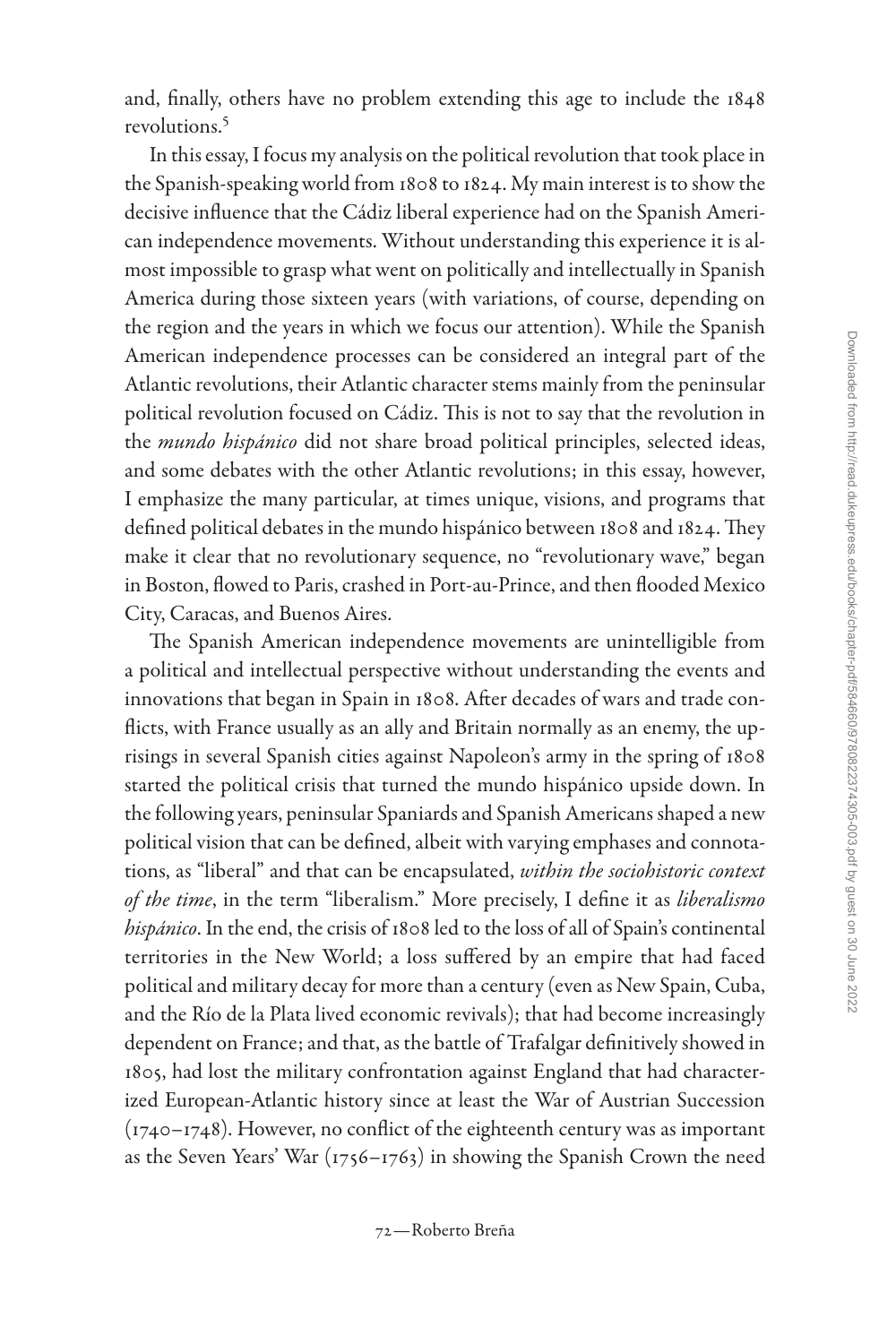and, finally, others have no problem extending this age to include the 1848 revolutions.[5]

In this essay, I focus my analysis on the political revolution that took place in the Spanish-speaking world from 1808 to 1824. My main interest is to show the decisive influence that the Cádiz liberal experience had on the Spanish American independence movements. Without understanding this experience it is almost impossible to grasp what went on politically and intellectually in Spanish America during those sixteen years (with variations, of course, depending on the region and the years in which we focus our attention). While the Spanish American independence processes can be considered an integral part of the Atlantic revolutions, their Atlantic character stems mainly from the peninsular political revolution focused on Cádiz. This is not to say that the revolution in the *mundo hispánico* did not share broad political principles, selected ideas, and some debates with the other Atlantic revolutions; in this essay, however, I emphasize the many particular, at times unique, visions, and programs that defined political debates in the mundo hispánico between 1808 and 1824. They make it clear that no revolutionary sequence, no "revolutionary wave," began in Boston, flowed to Paris, crashed in Port-au-Prince, and then flooded Mexico City, Caracas, and Buenos Aires.

The Spanish American independence movements are unintelligible from a political and intellectual perspective without understanding the events and innovations that began in Spain in 1808. After decades of wars and trade conflicts, with France usually as an ally and Britain normally as an enemy, the uprisings in several Spanish cities against Napoleon's army in the spring of 1808 started the political crisis that turned the mundo hispánico upside down. In the following years, peninsular Spaniards and Spanish Americans shaped a new political vision that can be defined, albeit with varying emphases and connotations, as "liberal" and that can be encapsulated, *within the sociohistoric context of the time*, in the term "liberalism." More precisely, I define it as *liberalismo hispánico*. In the end, the crisis of 1808 led to the loss of all of Spain's continental territories in the New World; a loss suffered by an empire that had faced political and military decay for more than a century (even as New Spain, Cuba, and the Río de la Plata lived economic revivals); that had become increasingly dependent on France; and that, as the battle of Trafalgar definitively showed in 1805, had lost the military confrontation against England that had characterized European-Atlantic history since at least the War of Austrian Succession (1740–1748). However, no conflict of the eighteenth century was as important as the Seven Years' War (1756–1763) in showing the Spanish Crown the need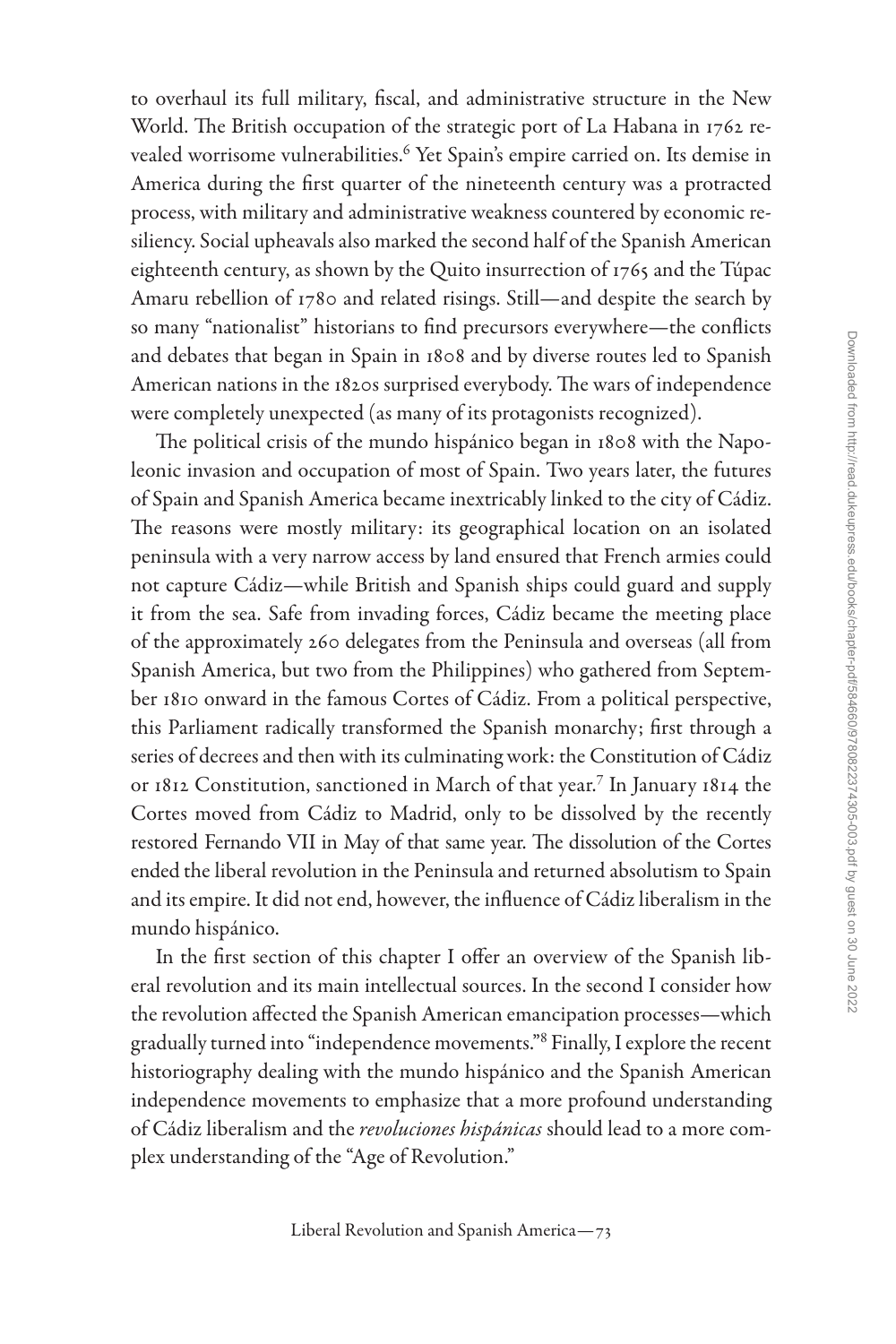to overhaul its full military, fiscal, and administrative structure in the New World. The British occupation of the strategic port of La Habana in 1762 revealed worrisome vulnerabilities.[6] Yet Spain's empire carried on. Its demise in America during the first quarter of the nineteenth century was a protracted process, with military and administrative weakness countered by economic resiliency. Social upheavals also marked the second half of the Spanish American eighteenth century, as shown by the Quito insurrection of 1765 and the Túpac Amaru rebellion of 1780 and related risings. Still—and despite the search by so many "nationalist" historians to find precursors everywhere—the conflicts and debates that began in Spain in 1808 and by diverse routes led to Spanish American nations in the 1820s surprised everybody. The wars of independence were completely unexpected (as many of its protagonists recognized).

The political crisis of the mundo hispánico began in 1808 with the Napoleonic invasion and occupation of most of Spain. Two years later, the futures of Spain and Spanish America became inextricably linked to the city of Cádiz. The reasons were mostly military: its geographical location on an isolated peninsula with a very narrow access by land ensured that French armies could not capture Cádiz—while British and Spanish ships could guard and supply it from the sea. Safe from invading forces, Cádiz became the meeting place of the approximately 260 delegates from the Peninsula and overseas (all from Spanish America, but two from the Philippines) who gathered from September 1810 onward in the famous Cortes of Cádiz. From a political perspective, this Parliament radically transformed the Spanish monarchy; first through a series of decrees and then with its culminating work: the Constitution of Cádiz or 1812 Constitution, sanctioned in March of that year.[7] In January 1814 the Cortes moved from Cádiz to Madrid, only to be dissolved by the recently restored Fernando VII in May of that same year. The dissolution of the Cortes ended the liberal revolution in the Peninsula and returned absolutism to Spain and its empire. It did not end, however, the influence of Cádiz liberalism in the mundo hispánico.

In the first section of this chapter I offer an overview of the Spanish liberal revolution and its main intellectual sources. In the second I consider how the revolution affected the Spanish American emancipation processes—which gradually turned into "independence movements."[8] Finally, I explore the recent historiography dealing with the mundo hispánico and the Spanish American independence movements to emphasize that a more profound understanding of Cádiz liberalism and the *revoluciones hispánicas* should lead to a more complex understanding of the "Age of Revolution."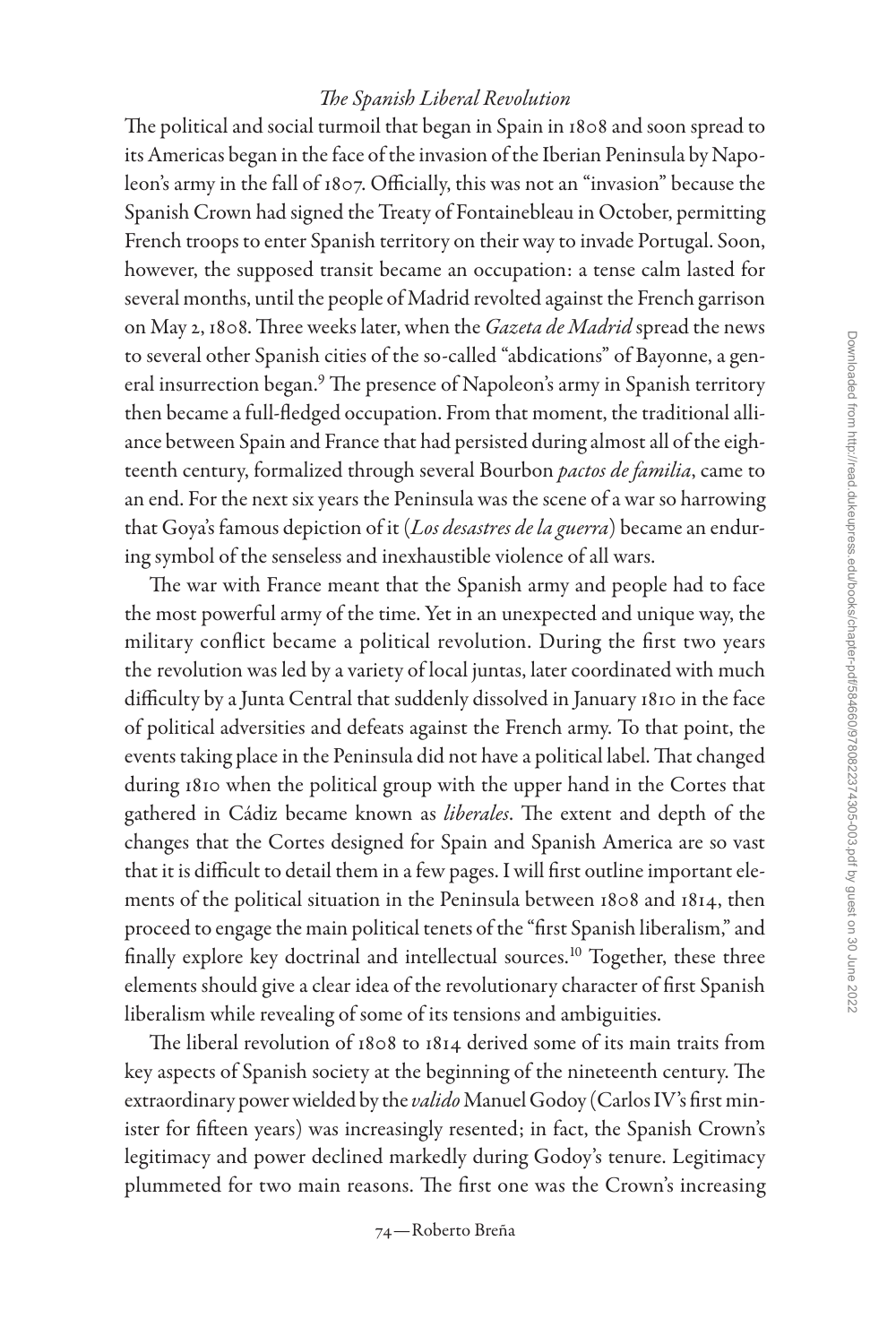### *The Spanish Liberal Revolution*

The political and social turmoil that began in Spain in 1808 and soon spread to its Americas began in the face of the invasion of the Iberian Peninsula by Napoleon's army in the fall of 1807. Officially, this was not an "invasion" because the Spanish Crown had signed the Treaty of Fontainebleau in October, permitting French troops to enter Spanish territory on their way to invade Portugal. Soon, however, the supposed transit became an occupation: a tense calm lasted for several months, until the people of Madrid revolted against the French garrison on May 2, 1808. Three weeks later, when the *Gazeta de Madrid* spread the news to several other Spanish cities of the so-called "abdications" of Bayonne, a general insurrection began.[9] The presence of Napoleon's army in Spanish territory then became a full-fledged occupation. From that moment, the traditional alliance between Spain and France that had persisted during almost all of the eighteenth century, formalized through several Bourbon *pactos de familia*, came to an end. For the next six years the Peninsula was the scene of a war so harrowing that Goya's famous depiction of it (*Los desastres de la guerra*) became an enduring symbol of the senseless and inexhaustible violence of all wars.

The war with France meant that the Spanish army and people had to face the most powerful army of the time. Yet in an unexpected and unique way, the military conflict became a political revolution. During the first two years the revolution was led by a variety of local juntas, later coordinated with much difficulty by a Junta Central that suddenly dissolved in January 1810 in the face of political adversities and defeats against the French army. To that point, the events taking place in the Peninsula did not have a political label. That changed during 1810 when the political group with the upper hand in the Cortes that gathered in Cádiz became known as *liberales*. The extent and depth of the changes that the Cortes designed for Spain and Spanish America are so vast that it is difficult to detail them in a few pages. I will first outline important elements of the political situation in the Peninsula between 1808 and 1814, then proceed to engage the main political tenets of the "first Spanish liberalism," and finally explore key doctrinal and intellectual sources.[10] Together, these three elements should give a clear idea of the revolutionary character of first Spanish liberalism while revealing of some of its tensions and ambiguities.

The liberal revolution of 1808 to 1814 derived some of its main traits from key aspects of Spanish society at the beginning of the nineteenth century. The extraordinary power wielded by the *valido* Manuel Godoy (Carlos IV's first minister for fifteen years) was increasingly resented; in fact, the Spanish Crown's legitimacy and power declined markedly during Godoy's tenure. Legitimacy plummeted for two main reasons. The first one was the Crown's increasing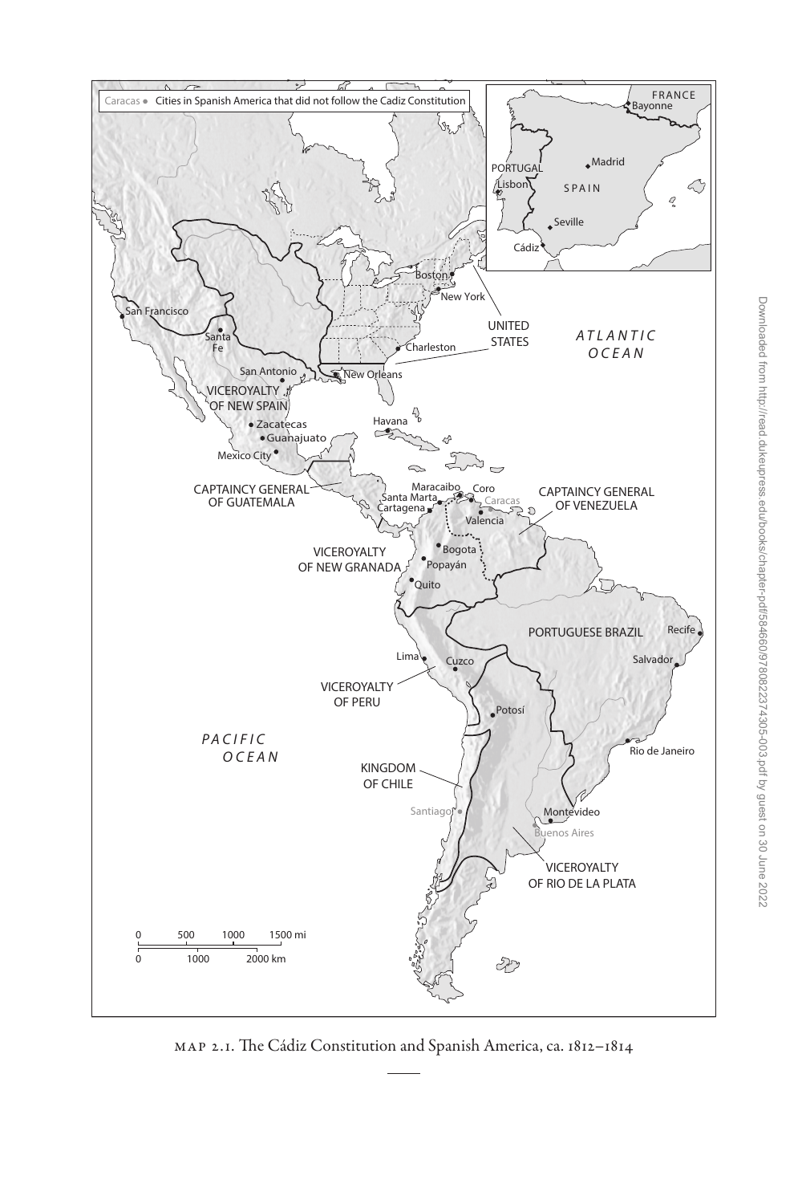MAP 2.1. The Cádiz Constitution and Spanish America, ca. 1812–1814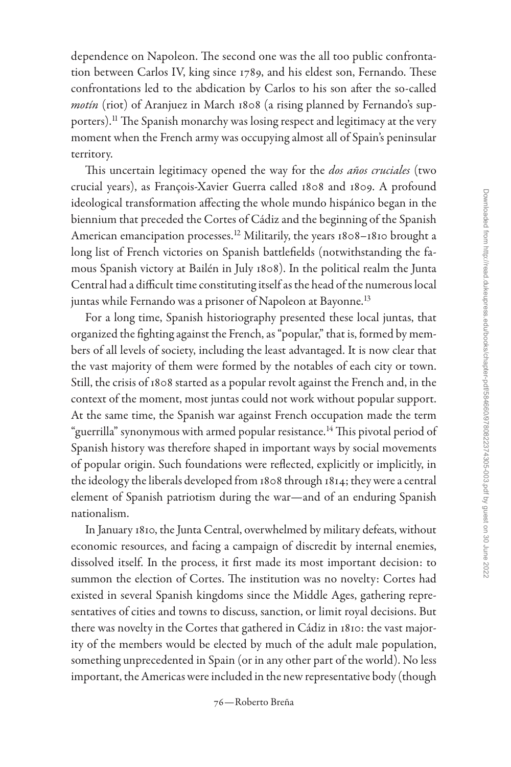dependence on Napoleon. The second one was the all too public confrontation between Carlos IV, king since 1789, and his eldest son, Fernando. These confrontations led to the abdication by Carlos to his son after the so-called *motín* (riot) of Aranjuez in March 1808 (a rising planned by Fernando's supporters).[11] The Spanish monarchy was losing respect and legitimacy at the very moment when the French army was occupying almost all of Spain's peninsular territory.

This uncertain legitimacy opened the way for the *dos años cruciales* (two crucial years), as François-Xavier Guerra called 1808 and 1809. A profound ideological transformation affecting the whole mundo hispánico began in the biennium that preceded the Cortes of Cádiz and the beginning of the Spanish American emancipation processes.[12] Militarily, the years 1808–1810 brought a long list of French victories on Spanish battlefields (notwithstanding the famous Spanish victory at Bailén in July 1808). In the political realm the Junta Central had a difficult time constituting itself as the head of the numerous local juntas while Fernando was a prisoner of Napoleon at Bayonne.[13]

For a long time, Spanish historiography presented these local juntas, that organized the fighting against the French, as "popular," that is, formed by members of all levels of society, including the least advantaged. It is now clear that the vast majority of them were formed by the notables of each city or town. Still, the crisis of 1808 started as a popular revolt against the French and, in the context of the moment, most juntas could not work without popular support. At the same time, the Spanish war against French occupation made the term "guerrilla" synonymous with armed popular resistance.[14] This pivotal period of Spanish history was therefore shaped in important ways by social movements of popular origin. Such foundations were reflected, explicitly or implicitly, in the ideology the liberals developed from 1808 through 1814; they were a central element of Spanish patriotism during the war—and of an enduring Spanish nationalism.

In January 1810, the Junta Central, overwhelmed by military defeats, without economic resources, and facing a campaign of discredit by internal enemies, dissolved itself. In the process, it first made its most important decision: to summon the election of Cortes. The institution was no novelty: Cortes had existed in several Spanish kingdoms since the Middle Ages, gathering representatives of cities and towns to discuss, sanction, or limit royal decisions. But there was novelty in the Cortes that gathered in Cádiz in 1810: the vast majority of the members would be elected by much of the adult male population, something unprecedented in Spain (or in any other part of the world). No less important, the Americas were included in the new representative body (though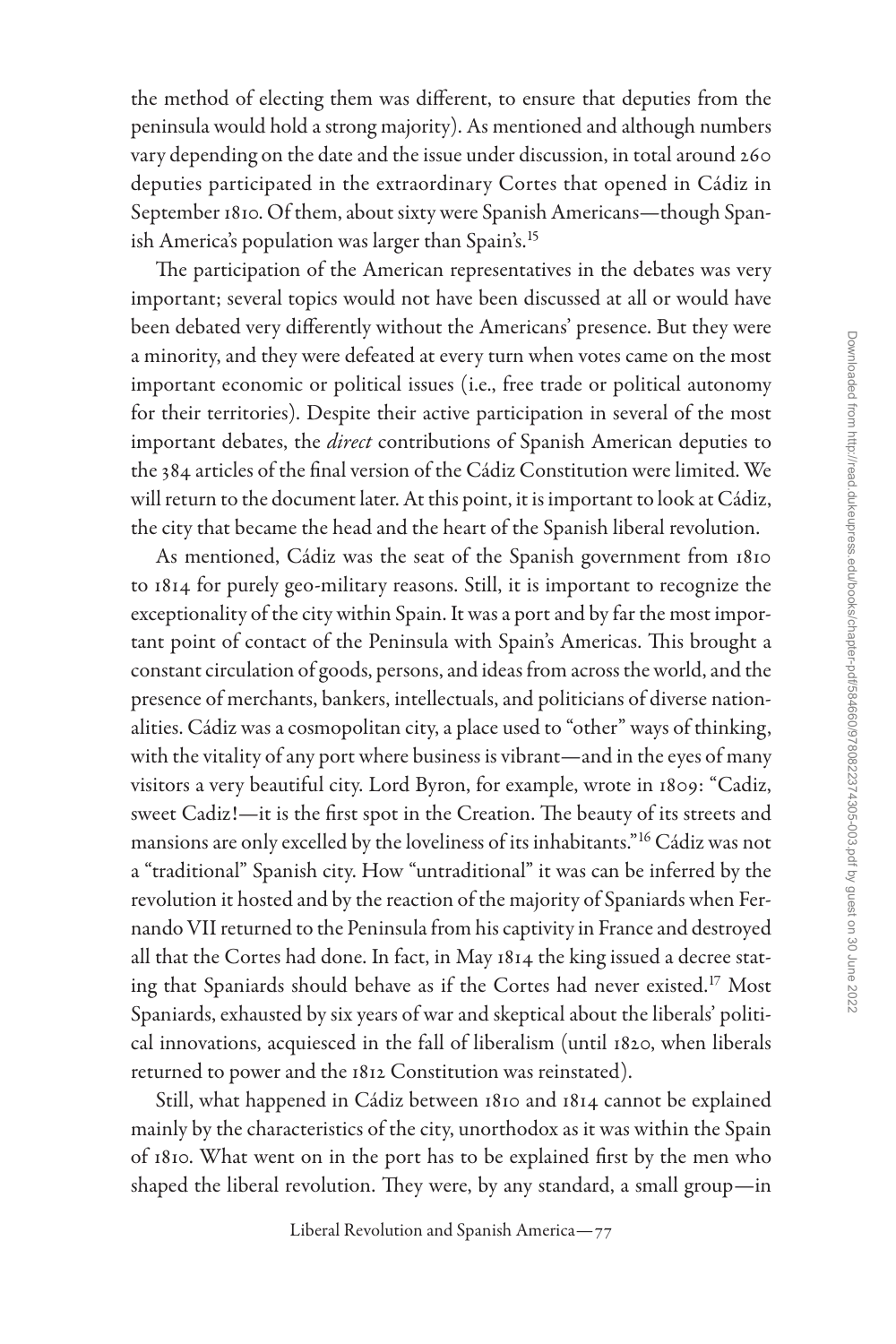the method of electing them was different, to ensure that deputies from the peninsula would hold a strong majority). As mentioned and although numbers vary depending on the date and the issue under discussion, in total around 260 deputies participated in the extraordinary Cortes that opened in Cádiz in September 1810. Of them, about sixty were Spanish Americans—though Spanish America's population was larger than Spain's.[15]

The participation of the American representatives in the debates was very important; several topics would not have been discussed at all or would have been debated very differently without the Americans' presence. But they were a minority, and they were defeated at every turn when votes came on the most important economic or political issues (i.e., free trade or political autonomy for their territories). Despite their active participation in several of the most important debates, the *direct* contributions of Spanish American deputies to the 384 articles of the final version of the Cádiz Constitution were limited. We will return to the document later. At this point, it is important to look at Cádiz, the city that became the head and the heart of the Spanish liberal revolution.

As mentioned, Cádiz was the seat of the Spanish government from 1810 to 1814 for purely geo-military reasons. Still, it is important to recognize the exceptionality of the city within Spain. It was a port and by far the most important point of contact of the Peninsula with Spain's Americas. This brought a constant circulation of goods, persons, and ideas from across the world, and the presence of merchants, bankers, intellectuals, and politicians of diverse nationalities. Cádiz was a cosmopolitan city, a place used to "other" ways of thinking, with the vitality of any port where business is vibrant—and in the eyes of many visitors a very beautiful city. Lord Byron, for example, wrote in 1809: "Cadiz, sweet Cadiz!—it is the first spot in the Creation. The beauty of its streets and mansions are only excelled by the loveliness of its inhabitants."[16] Cádiz was not a "traditional" Spanish city. How "untraditional" it was can be inferred by the revolution it hosted and by the reaction of the majority of Spaniards when Fernando VII returned to the Peninsula from his captivity in France and destroyed all that the Cortes had done. In fact, in May 1814 the king issued a decree stating that Spaniards should behave as if the Cortes had never existed.[17] Most Spaniards, exhausted by six years of war and skeptical about the liberals' political innovations, acquiesced in the fall of liberalism (until 1820, when liberals returned to power and the 1812 Constitution was reinstated).

Still, what happened in Cádiz between 1810 and 1814 cannot be explained mainly by the characteristics of the city, unorthodox as it was within the Spain of 1810. What went on in the port has to be explained first by the men who shaped the liberal revolution. They were, by any standard, a small group—in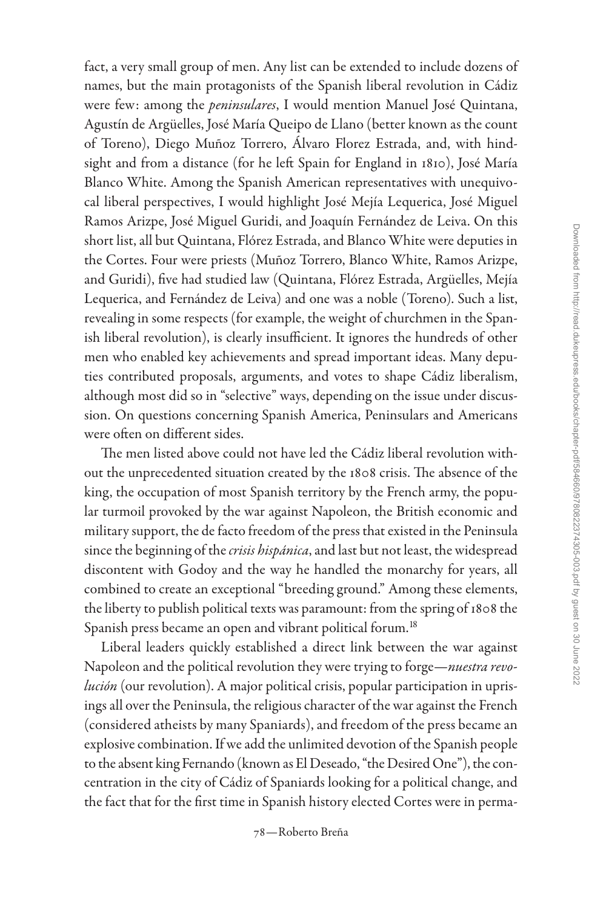fact, a very small group of men. Any list can be extended to include dozens of names, but the main protagonists of the Spanish liberal revolution in Cádiz were few: among the *peninsulares*, I would mention Manuel José Quintana, Agustín de Argüelles, José María Queipo de Llano (better known as the count of Toreno), Diego Muñoz Torrero, Álvaro Florez Estrada, and, with hindsight and from a distance (for he left Spain for England in 1810), José María Blanco White. Among the Spanish American representatives with unequivocal liberal perspectives, I would highlight José Mejía Lequerica, José Miguel Ramos Arizpe, José Miguel Guridi, and Joaquín Fernández de Leiva. On this short list, all but Quintana, Flórez Estrada, and Blanco White were deputies in the Cortes. Four were priests (Muñoz Torrero, Blanco White, Ramos Arizpe, and Guridi), five had studied law (Quintana, Flórez Estrada, Argüelles, Mejía Lequerica, and Fernández de Leiva) and one was a noble (Toreno). Such a list, revealing in some respects (for example, the weight of churchmen in the Spanish liberal revolution), is clearly insufficient. It ignores the hundreds of other men who enabled key achievements and spread important ideas. Many deputies contributed proposals, arguments, and votes to shape Cádiz liberalism, although most did so in "selective" ways, depending on the issue under discussion. On questions concerning Spanish America, Peninsulars and Americans were often on different sides.

The men listed above could not have led the Cádiz liberal revolution without the unprecedented situation created by the 1808 crisis. The absence of the king, the occupation of most Spanish territory by the French army, the popular turmoil provoked by the war against Napoleon, the British economic and military support, the de facto freedom of the press that existed in the Peninsula since the beginning of the *crisis hispánica*, and last but not least, the widespread discontent with Godoy and the way he handled the monarchy for years, all combined to create an exceptional "breeding ground." Among these elements, the liberty to publish political texts was paramount: from the spring of 1808 the Spanish press became an open and vibrant political forum.[18]

Liberal leaders quickly established a direct link between the war against Napoleon and the political revolution they were trying to forge—*nuestra revolución* (our revolution). A major political crisis, popular participation in uprisings all over the Peninsula, the religious character of the war against the French (considered atheists by many Spaniards), and freedom of the press became an explosive combination. If we add the unlimited devotion of the Spanish people to the absent king Fernando (known as El Deseado, "the Desired One"), the concentration in the city of Cádiz of Spaniards looking for a political change, and the fact that for the first time in Spanish history elected Cortes were in perma-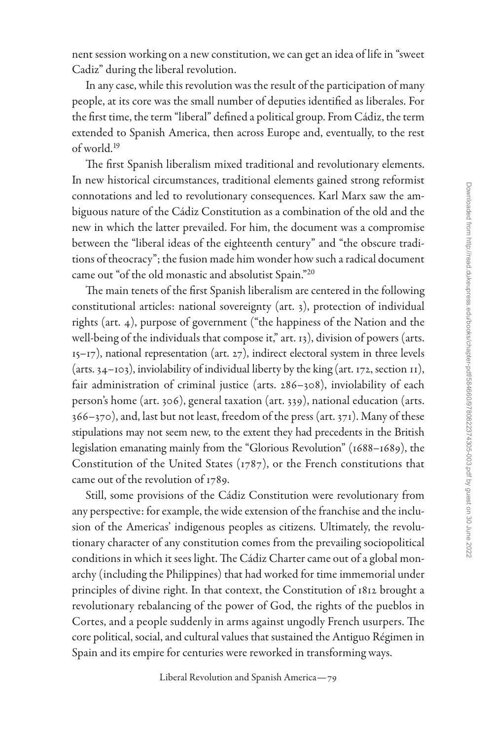nent session working on a new constitution, we can get an idea of life in "sweet Cadiz" during the liberal revolution.

In any case, while this revolution was the result of the participation of many people, at its core was the small number of deputies identified as liberales. For the first time, the term "liberal" defined a political group. From Cádiz, the term extended to Spanish America, then across Europe and, eventually, to the rest of world.[19]

The first Spanish liberalism mixed traditional and revolutionary elements. In new historical circumstances, traditional elements gained strong reformist connotations and led to revolutionary consequences. Karl Marx saw the ambiguous nature of the Cádiz Constitution as a combination of the old and the new in which the latter prevailed. For him, the document was a compromise between the "liberal ideas of the eighteenth century" and "the obscure traditions of theocracy"; the fusion made him wonder how such a radical document came out "of the old monastic and absolutist Spain."[20]

The main tenets of the first Spanish liberalism are centered in the following constitutional articles: national sovereignty (art. 3), protection of individual rights (art. 4), purpose of government ("the happiness of the Nation and the well-being of the individuals that compose it," art. 13), division of powers (arts. 15–17), national representation (art. 27), indirect electoral system in three levels (arts. 34–103), inviolability of individual liberty by the king (art. 172, section 11), fair administration of criminal justice (arts. 286–308), inviolability of each person's home (art. 306), general taxation (art. 339), national education (arts. 366–370), and, last but not least, freedom of the press (art. 371). Many of these stipulations may not seem new, to the extent they had precedents in the British legislation emanating mainly from the "Glorious Revolution" (1688–1689), the Constitution of the United States (1787), or the French constitutions that came out of the revolution of 1789.

Still, some provisions of the Cádiz Constitution were revolutionary from any perspective: for example, the wide extension of the franchise and the inclusion of the Americas' indigenous peoples as citizens. Ultimately, the revolutionary character of any constitution comes from the prevailing sociopolitical conditions in which it sees light. The Cádiz Charter came out of a global monarchy (including the Philippines) that had worked for time immemorial under principles of divine right. In that context, the Constitution of 1812 brought a revolutionary rebalancing of the power of God, the rights of the pueblos in Cortes, and a people suddenly in arms against ungodly French usurpers. The core political, social, and cultural values that sustained the Antiguo Régimen in Spain and its empire for centuries were reworked in transforming ways.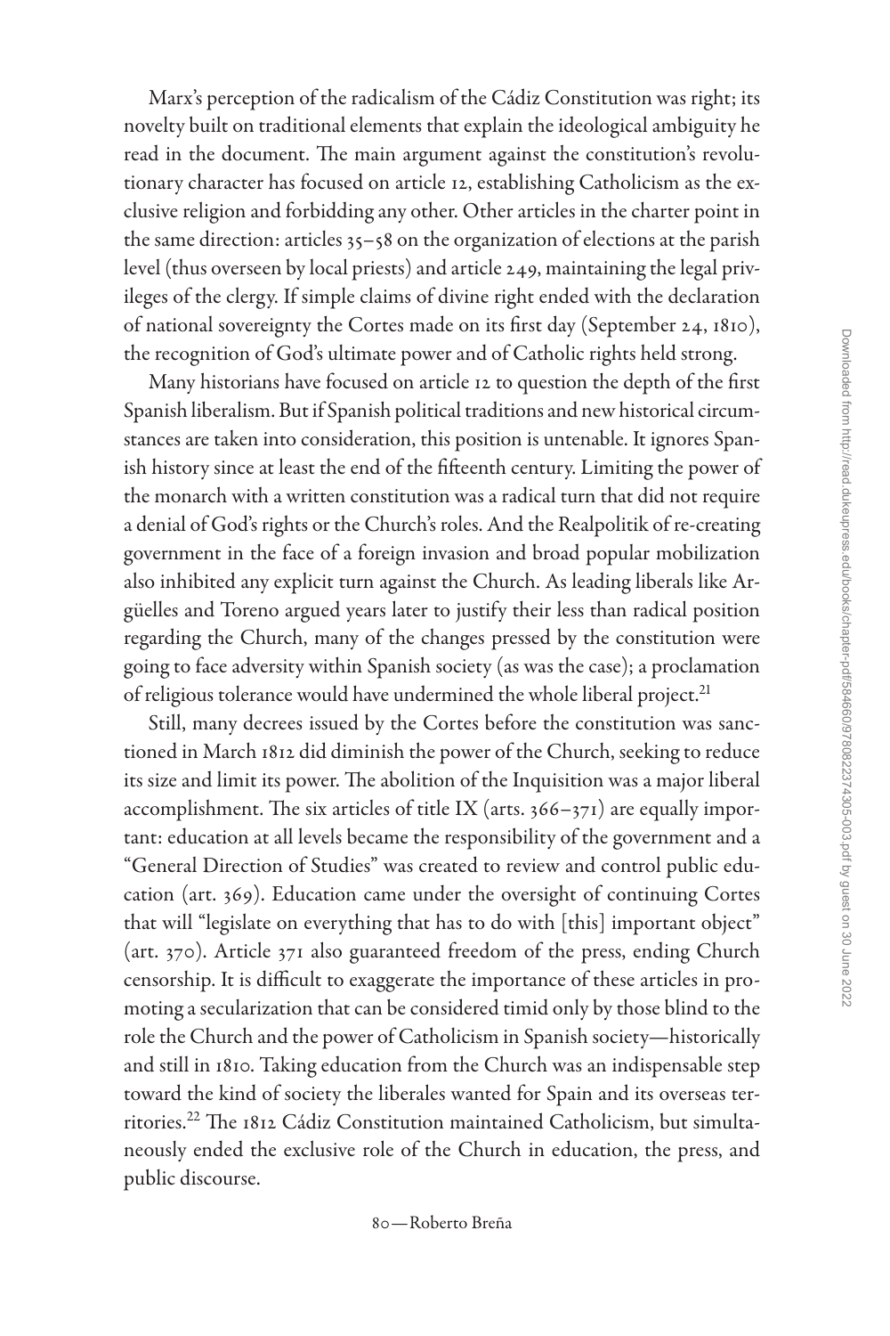Marx's perception of the radicalism of the Cádiz Constitution was right; its novelty built on traditional elements that explain the ideological ambiguity he read in the document. The main argument against the constitution's revolutionary character has focused on article 12, establishing Catholicism as the exclusive religion and forbidding any other. Other articles in the charter point in the same direction: articles 35–58 on the organization of elections at the parish level (thus overseen by local priests) and article 249, maintaining the legal privileges of the clergy. If simple claims of divine right ended with the declaration of national sovereignty the Cortes made on its first day (September 24, 1810), the recognition of God's ultimate power and of Catholic rights held strong.

Many historians have focused on article 12 to question the depth of the first Spanish liberalism. But if Spanish political traditions and new historical circumstances are taken into consideration, this position is untenable. It ignores Spanish history since at least the end of the fifteenth century. Limiting the power of the monarch with a written constitution was a radical turn that did not require a denial of God's rights or the Church's roles. And the Realpolitik of re-creating government in the face of a foreign invasion and broad popular mobilization also inhibited any explicit turn against the Church. As leading liberals like Argüelles and Toreno argued years later to justify their less than radical position regarding the Church, many of the changes pressed by the constitution were going to face adversity within Spanish society (as was the case); a proclamation of religious tolerance would have undermined the whole liberal project.[21]

Still, many decrees issued by the Cortes before the constitution was sanctioned in March 1812 did diminish the power of the Church, seeking to reduce its size and limit its power. The abolition of the Inquisition was a major liberal accomplishment. The six articles of title IX (arts. 366–371) are equally important: education at all levels became the responsibility of the government and a "General Direction of Studies" was created to review and control public education (art. 369). Education came under the oversight of continuing Cortes that will "legislate on everything that has to do with [this] important object" (art. 370). Article 371 also guaranteed freedom of the press, ending Church censorship. It is difficult to exaggerate the importance of these articles in promoting a secularization that can be considered timid only by those blind to the role the Church and the power of Catholicism in Spanish society—historically and still in 1810. Taking education from the Church was an indispensable step toward the kind of society the liberales wanted for Spain and its overseas territories.[22] The 1812 Cádiz Constitution maintained Catholicism, but simultaneously ended the exclusive role of the Church in education, the press, and public discourse.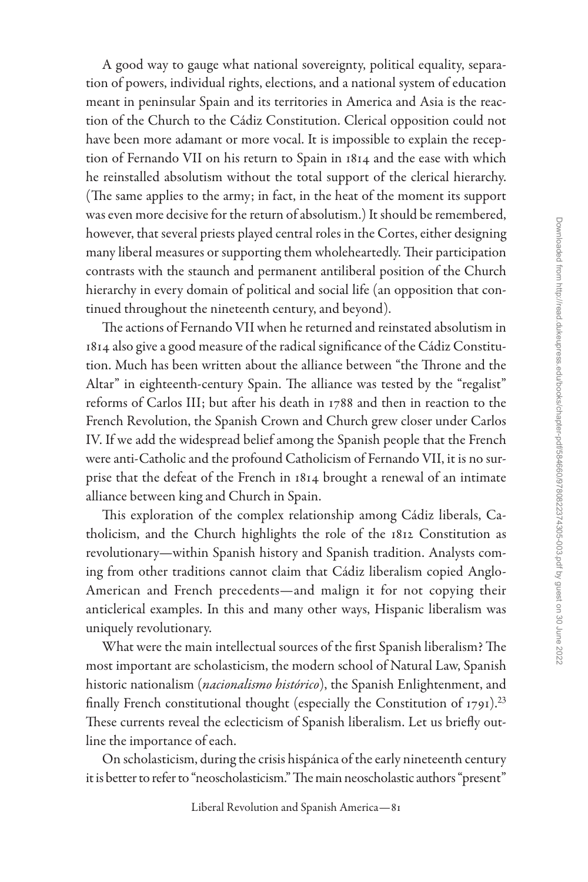A good way to gauge what national sovereignty, political equality, separation of powers, individual rights, elections, and a national system of education meant in peninsular Spain and its territories in America and Asia is the reaction of the Church to the Cádiz Constitution. Clerical opposition could not have been more adamant or more vocal. It is impossible to explain the reception of Fernando VII on his return to Spain in 1814 and the ease with which he reinstalled absolutism without the total support of the clerical hierarchy. (The same applies to the army; in fact, in the heat of the moment its support was even more decisive for the return of absolutism.) It should be remembered, however, that several priests played central roles in the Cortes, either designing many liberal measures or supporting them wholeheartedly. Their participation contrasts with the staunch and permanent antiliberal position of the Church hierarchy in every domain of political and social life (an opposition that continued throughout the nineteenth century, and beyond).

The actions of Fernando VII when he returned and reinstated absolutism in 1814 also give a good measure of the radical significance of the Cádiz Constitution. Much has been written about the alliance between "the Throne and the Altar" in eighteenth-century Spain. The alliance was tested by the "regalist" reforms of Carlos III; but after his death in 1788 and then in reaction to the French Revolution, the Spanish Crown and Church grew closer under Carlos IV. If we add the widespread belief among the Spanish people that the French were anti-Catholic and the profound Catholicism of Fernando VII, it is no surprise that the defeat of the French in 1814 brought a renewal of an intimate alliance between king and Church in Spain.

This exploration of the complex relationship among Cádiz liberals, Catholicism, and the Church highlights the role of the 1812 Constitution as revolutionary—within Spanish history and Spanish tradition. Analysts coming from other traditions cannot claim that Cádiz liberalism copied Anglo-American and French precedents—and malign it for not copying their anticlerical examples. In this and many other ways, Hispanic liberalism was uniquely revolutionary.

What were the main intellectual sources of the first Spanish liberalism? The most important are scholasticism, the modern school of Natural Law, Spanish historic nationalism (*nacionalismo histórico*), the Spanish Enlightenment, and finally French constitutional thought (especially the Constitution of 1791).[23] These currents reveal the eclecticism of Spanish liberalism. Let us briefly outline the importance of each.

On scholasticism, during the crisis hispánica of the early nineteenth century it is better to refer to "neoscholasticism." The main neoscholastic authors "present"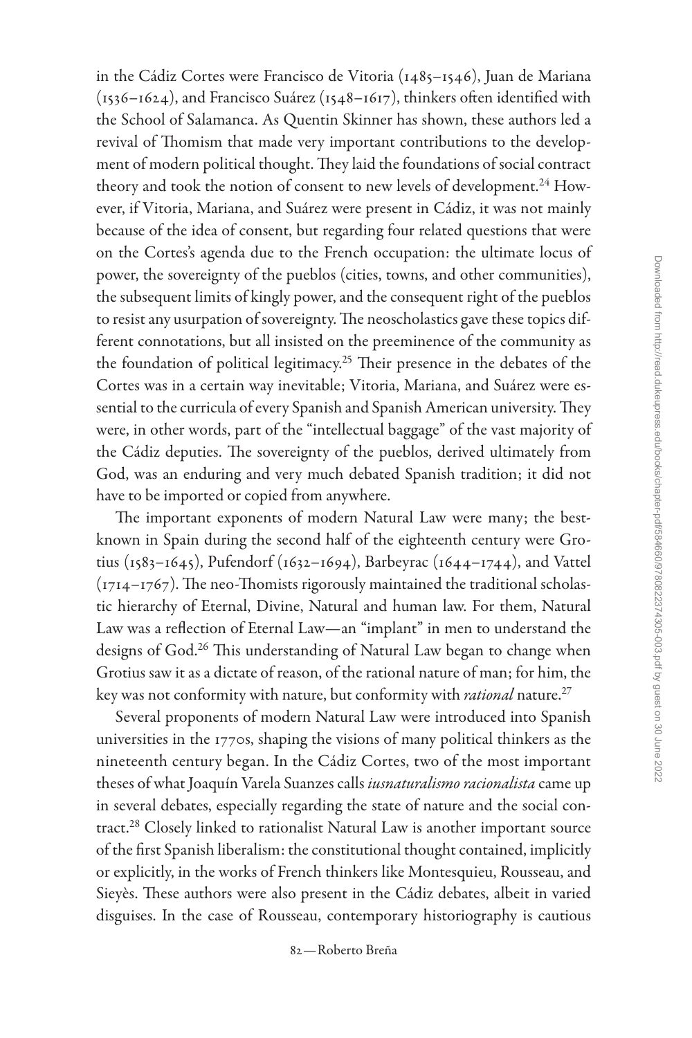in the Cádiz Cortes were Francisco de Vitoria (1485–1546), Juan de Mariana (1536–1624), and Francisco Suárez (1548–1617), thinkers often identified with the School of Salamanca. As Quentin Skinner has shown, these authors led a revival of Thomism that made very important contributions to the development of modern political thought. They laid the foundations of social contract theory and took the notion of consent to new levels of development.[24] However, if Vitoria, Mariana, and Suárez were present in Cádiz, it was not mainly because of the idea of consent, but regarding four related questions that were on the Cortes's agenda due to the French occupation: the ultimate locus of power, the sovereignty of the pueblos (cities, towns, and other communities), the subsequent limits of kingly power, and the consequent right of the pueblos to resist any usurpation of sovereignty. The neoscholastics gave these topics different connotations, but all insisted on the preeminence of the community as the foundation of political legitimacy.[25] Their presence in the debates of the Cortes was in a certain way inevitable; Vitoria, Mariana, and Suárez were essential to the curricula of every Spanish and Spanish American university. They were, in other words, part of the "intellectual baggage" of the vast majority of the Cádiz deputies. The sovereignty of the pueblos, derived ultimately from God, was an enduring and very much debated Spanish tradition; it did not have to be imported or copied from anywhere.

The important exponents of modern Natural Law were many; the best-known in Spain during the second half of the eighteenth century were Grotius (1583–1645), Pufendorf (1632–1694), Barbeyrac (1644–1744), and Vattel (1714–1767). The neo-Thomists rigorously maintained the traditional scholastic hierarchy of Eternal, Divine, Natural and human law. For them, Natural Law was a reflection of Eternal Law—an "implant" in men to understand the designs of God.[26] This understanding of Natural Law began to change when Grotius saw it as a dictate of reason, of the rational nature of man; for him, the key was not conformity with nature, but conformity with *rational* nature.[27]

Several proponents of modern Natural Law were introduced into Spanish universities in the 1770s, shaping the visions of many political thinkers as the nineteenth century began. In the Cádiz Cortes, two of the most important theses of what Joaquín Varela Suanzes calls *iusnaturalismo racionalista* came up in several debates, especially regarding the state of nature and the social contract.[28] Closely linked to rationalist Natural Law is another important source of the first Spanish liberalism: the constitutional thought contained, implicitly or explicitly, in the works of French thinkers like Montesquieu, Rousseau, and Sieyès. These authors were also present in the Cádiz debates, albeit in varied disguises. In the case of Rousseau, contemporary historiography is cautious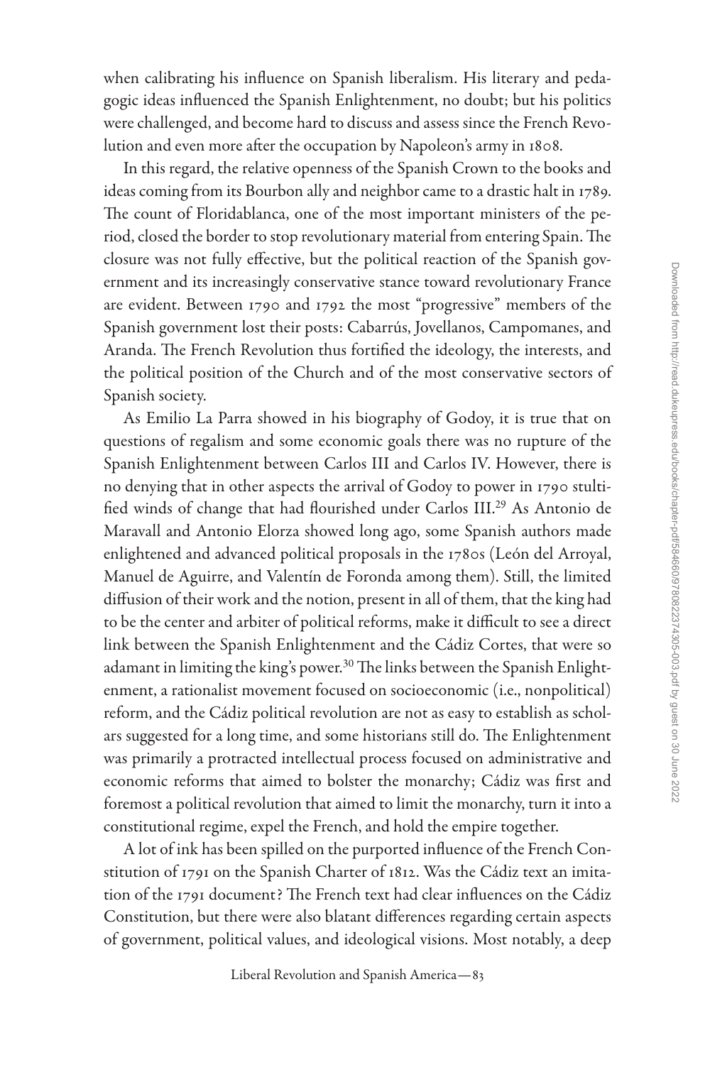when calibrating his influence on Spanish liberalism. His literary and pedagogic ideas influenced the Spanish Enlightenment, no doubt; but his politics were challenged, and become hard to discuss and assess since the French Revolution and even more after the occupation by Napoleon's army in 1808.

In this regard, the relative openness of the Spanish Crown to the books and ideas coming from its Bourbon ally and neighbor came to a drastic halt in 1789. The count of Floridablanca, one of the most important ministers of the period, closed the border to stop revolutionary material from entering Spain. The closure was not fully effective, but the political reaction of the Spanish government and its increasingly conservative stance toward revolutionary France are evident. Between 1790 and 1792 the most "progressive" members of the Spanish government lost their posts: Cabarrús, Jovellanos, Campomanes, and Aranda. The French Revolution thus fortified the ideology, the interests, and the political position of the Church and of the most conservative sectors of Spanish society.

As Emilio La Parra showed in his biography of Godoy, it is true that on questions of regalism and some economic goals there was no rupture of the Spanish Enlightenment between Carlos III and Carlos IV. However, there is no denying that in other aspects the arrival of Godoy to power in 1790 stultified winds of change that had flourished under Carlos III.[29] As Antonio de Maravall and Antonio Elorza showed long ago, some Spanish authors made enlightened and advanced political proposals in the 1780s (León del Arroyal, Manuel de Aguirre, and Valentín de Foronda among them). Still, the limited diffusion of their work and the notion, present in all of them, that the king had to be the center and arbiter of political reforms, make it difficult to see a direct link between the Spanish Enlightenment and the Cádiz Cortes, that were so adamant in limiting the king's power.[30] The links between the Spanish Enlightenment, a rationalist movement focused on socioeconomic (i.e., nonpolitical) reform, and the Cádiz political revolution are not as easy to establish as scholars suggested for a long time, and some historians still do. The Enlightenment was primarily a protracted intellectual process focused on administrative and economic reforms that aimed to bolster the monarchy; Cádiz was first and foremost a political revolution that aimed to limit the monarchy, turn it into a constitutional regime, expel the French, and hold the empire together.

A lot of ink has been spilled on the purported influence of the French Constitution of 1791 on the Spanish Charter of 1812. Was the Cádiz text an imitation of the 1791 document? The French text had clear influences on the Cádiz Constitution, but there were also blatant differences regarding certain aspects of government, political values, and ideological visions. Most notably, a deep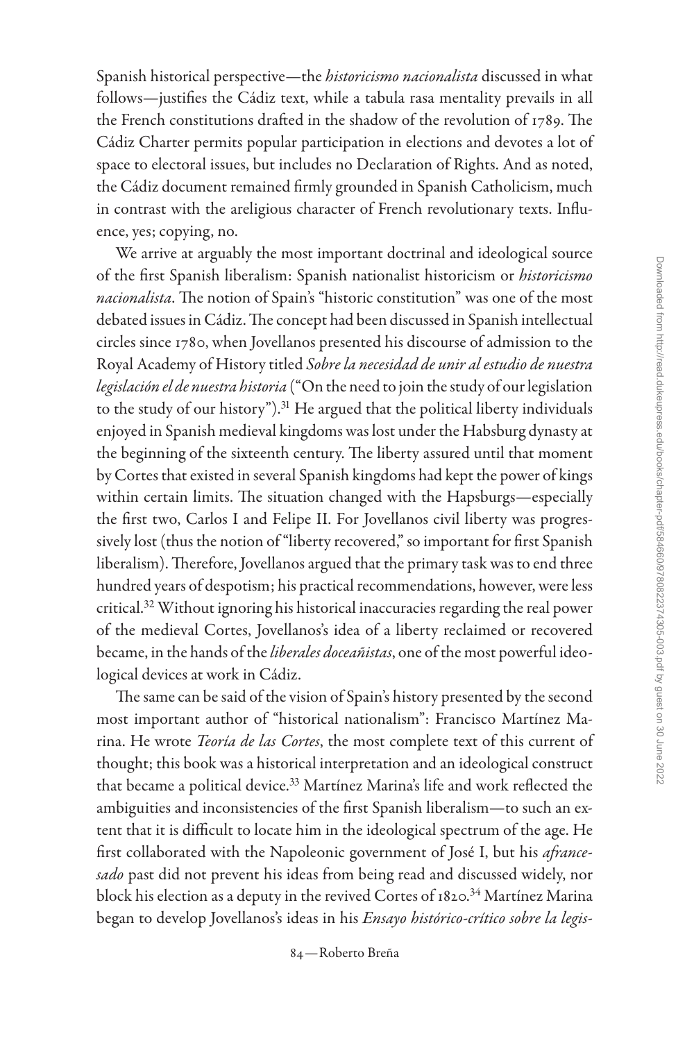Spanish historical perspective—the *historicismo nacionalista* discussed in what follows—justifies the Cádiz text, while a tabula rasa mentality prevails in all the French constitutions drafted in the shadow of the revolution of 1789. The Cádiz Charter permits popular participation in elections and devotes a lot of space to electoral issues, but includes no Declaration of Rights. And as noted, the Cádiz document remained firmly grounded in Spanish Catholicism, much in contrast with the areligious character of French revolutionary texts. Influence, yes; copying, no.

We arrive at arguably the most important doctrinal and ideological source of the first Spanish liberalism: Spanish nationalist historicism or *historicismo nacionalista*. The notion of Spain's "historic constitution" was one of the most debated issues in Cádiz. The concept had been discussed in Spanish intellectual circles since 1780, when Jovellanos presented his discourse of admission to the Royal Academy of History titled *Sobre la necesidad de unir al estudio de nuestra legislación el de nuestra historia* ("On the need to join the study of our legislation to the study of our history").[31] He argued that the political liberty individuals enjoyed in Spanish medieval kingdoms was lost under the Habsburg dynasty at the beginning of the sixteenth century. The liberty assured until that moment by Cortes that existed in several Spanish kingdoms had kept the power of kings within certain limits. The situation changed with the Hapsburgs—especially the first two, Carlos I and Felipe II. For Jovellanos civil liberty was progressively lost (thus the notion of "liberty recovered," so important for first Spanish liberalism). Therefore, Jovellanos argued that the primary task was to end three hundred years of despotism; his practical recommendations, however, were less critical.[32] Without ignoring his historical inaccuracies regarding the real power of the medieval Cortes, Jovellanos's idea of a liberty reclaimed or recovered became, in the hands of the *liberales doceañistas*, one of the most powerful ideological devices at work in Cádiz.

The same can be said of the vision of Spain's history presented by the second most important author of "historical nationalism": Francisco Martínez Marina. He wrote *Teoría de las Cortes*, the most complete text of this current of thought; this book was a historical interpretation and an ideological construct that became a political device.[33] Martínez Marina's life and work reflected the ambiguities and inconsistencies of the first Spanish liberalism—to such an extent that it is difficult to locate him in the ideological spectrum of the age. He first collaborated with the Napoleonic government of José I, but his *afrancesado* past did not prevent his ideas from being read and discussed widely, nor block his election as a deputy in the revived Cortes of 1820.[34] Martínez Marina began to develop Jovellanos's ideas in his *Ensayo histórico-crítico sobre la legis-*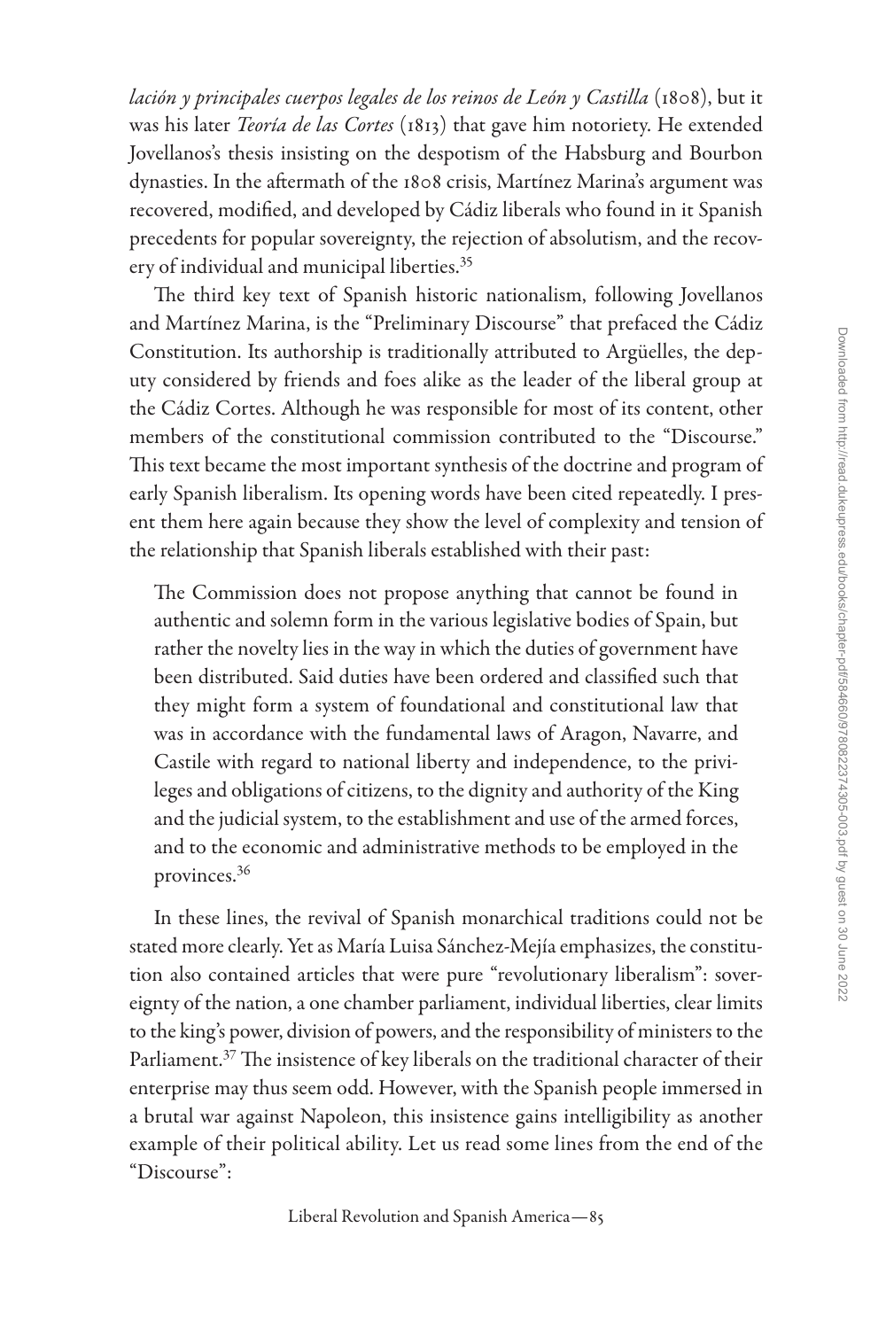*lación y principales cuerpos legales de los reinos de León y Castilla* (1808), but it was his later *Teoría de las Cortes* (1813) that gave him notoriety. He extended Jovellanos's thesis insisting on the despotism of the Habsburg and Bourbon dynasties. In the aftermath of the 1808 crisis, Martínez Marina's argument was recovered, modified, and developed by Cádiz liberals who found in it Spanish precedents for popular sovereignty, the rejection of absolutism, and the recovery of individual and municipal liberties.[35]

The third key text of Spanish historic nationalism, following Jovellanos and Martínez Marina, is the "Preliminary Discourse" that prefaced the Cádiz Constitution. Its authorship is traditionally attributed to Argüelles, the deputy considered by friends and foes alike as the leader of the liberal group at the Cádiz Cortes. Although he was responsible for most of its content, other members of the constitutional commission contributed to the "Discourse." This text became the most important synthesis of the doctrine and program of early Spanish liberalism. Its opening words have been cited repeatedly. I present them here again because they show the level of complexity and tension of the relationship that Spanish liberals established with their past:

> The Commission does not propose anything that cannot be found in authentic and solemn form in the various legislative bodies of Spain, but rather the novelty lies in the way in which the duties of government have been distributed. Said duties have been ordered and classified such that they might form a system of foundational and constitutional law that was in accordance with the fundamental laws of Aragon, Navarre, and Castile with regard to national liberty and independence, to the privileges and obligations of citizens, to the dignity and authority of the King and the judicial system, to the establishment and use of the armed forces, and to the economic and administrative methods to be employed in the provinces.[36]

In these lines, the revival of Spanish monarchical traditions could not be stated more clearly. Yet as María Luisa Sánchez-Mejía emphasizes, the constitution also contained articles that were pure "revolutionary liberalism": sovereignty of the nation, a one chamber parliament, individual liberties, clear limits to the king's power, division of powers, and the responsibility of ministers to the Parliament.[37] The insistence of key liberals on the traditional character of their enterprise may thus seem odd. However, with the Spanish people immersed in a brutal war against Napoleon, this insistence gains intelligibility as another example of their political ability. Let us read some lines from the end of the "Discourse":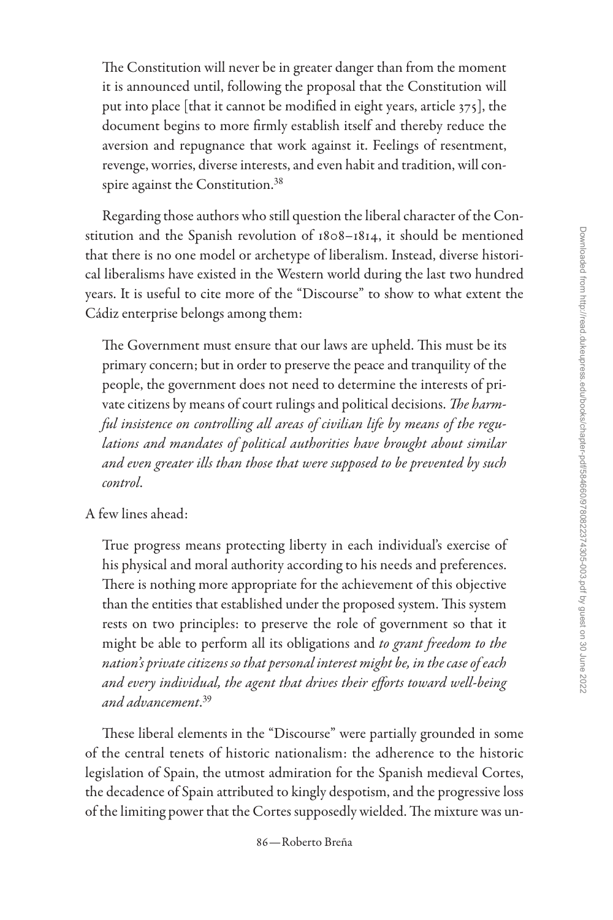> The Constitution will never be in greater danger than from the moment it is announced until, following the proposal that the Constitution will put into place [that it cannot be modified in eight years, article 375], the document begins to more firmly establish itself and thereby reduce the aversion and repugnance that work against it. Feelings of resentment, revenge, worries, diverse interests, and even habit and tradition, will conspire against the Constitution.[38]

Regarding those authors who still question the liberal character of the Constitution and the Spanish revolution of 1808–1814, it should be mentioned that there is no one model or archetype of liberalism. Instead, diverse historical liberalisms have existed in the Western world during the last two hundred years. It is useful to cite more of the "Discourse" to show to what extent the Cádiz enterprise belongs among them:

> The Government must ensure that our laws are upheld. This must be its primary concern; but in order to preserve the peace and tranquility of the people, the government does not need to determine the interests of private citizens by means of court rulings and political decisions. *The harmful insistence on controlling all areas of civilian life by means of the regulations and mandates of political authorities have brought about similar and even greater ills than those that were supposed to be prevented by such control.*

A few lines ahead:

> True progress means protecting liberty in each individual's exercise of his physical and moral authority according to his needs and preferences. There is nothing more appropriate for the achievement of this objective than the entities that established under the proposed system. This system rests on two principles: to preserve the role of government so that it might be able to perform all its obligations and *to grant freedom to the nation's private citizens so that personal interest might be, in the case of each and every individual, the agent that drives their efforts toward well-being and advancement*.[39]

These liberal elements in the "Discourse" were partially grounded in some of the central tenets of historic nationalism: the adherence to the historic legislation of Spain, the utmost admiration for the Spanish medieval Cortes, the decadence of Spain attributed to kingly despotism, and the progressive loss of the limiting power that the Cortes supposedly wielded. The mixture was un-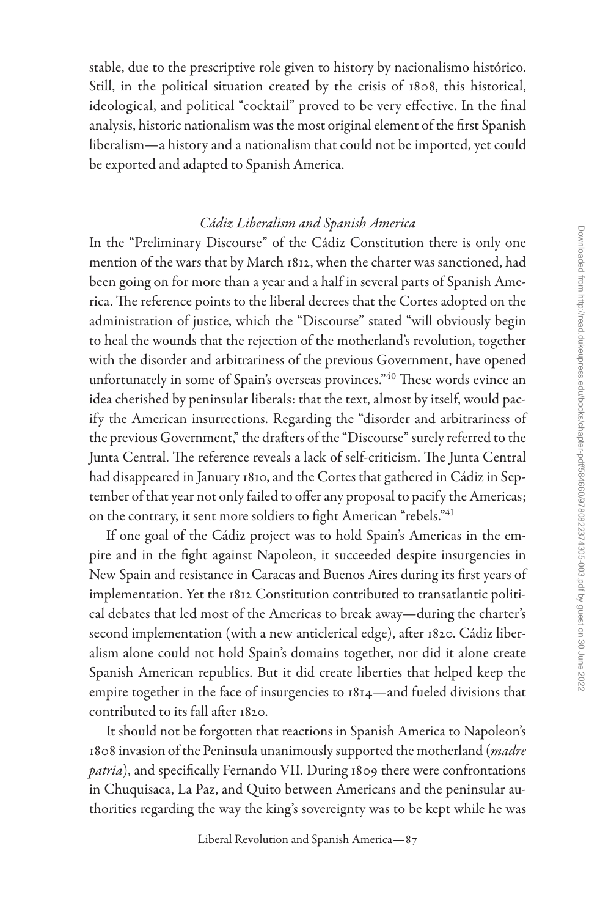stable, due to the prescriptive role given to history by nacionalismo histórico. Still, in the political situation created by the crisis of 1808, this historical, ideological, and political "cocktail" proved to be very effective. In the final analysis, historic nationalism was the most original element of the first Spanish liberalism—a history and a nationalism that could not be imported, yet could be exported and adapted to Spanish America.

### *Cádiz Liberalism and Spanish America*

In the "Preliminary Discourse" of the Cádiz Constitution there is only one mention of the wars that by March 1812, when the charter was sanctioned, had been going on for more than a year and a half in several parts of Spanish America. The reference points to the liberal decrees that the Cortes adopted on the administration of justice, which the "Discourse" stated "will obviously begin to heal the wounds that the rejection of the motherland's revolution, together with the disorder and arbitrariness of the previous Government, have opened unfortunately in some of Spain's overseas provinces."[40] These words evince an idea cherished by peninsular liberals: that the text, almost by itself, would pacify the American insurrections. Regarding the "disorder and arbitrariness of the previous Government," the drafters of the "Discourse" surely referred to the Junta Central. The reference reveals a lack of self-criticism. The Junta Central had disappeared in January 1810, and the Cortes that gathered in Cádiz in September of that year not only failed to offer any proposal to pacify the Americas; on the contrary, it sent more soldiers to fight American "rebels."[41]

If one goal of the Cádiz project was to hold Spain's Americas in the empire and in the fight against Napoleon, it succeeded despite insurgencies in New Spain and resistance in Caracas and Buenos Aires during its first years of implementation. Yet the 1812 Constitution contributed to transatlantic political debates that led most of the Americas to break away—during the charter's second implementation (with a new anticlerical edge), after 1820. Cádiz liberalism alone could not hold Spain's domains together, nor did it alone create Spanish American republics. But it did create liberties that helped keep the empire together in the face of insurgencies to 1814—and fueled divisions that contributed to its fall after 1820.

It should not be forgotten that reactions in Spanish America to Napoleon's 1808 invasion of the Peninsula unanimously supported the motherland (*madre patria*), and specifically Fernando VII. During 1809 there were confrontations in Chuquisaca, La Paz, and Quito between Americans and the peninsular authorities regarding the way the king's sovereignty was to be kept while he was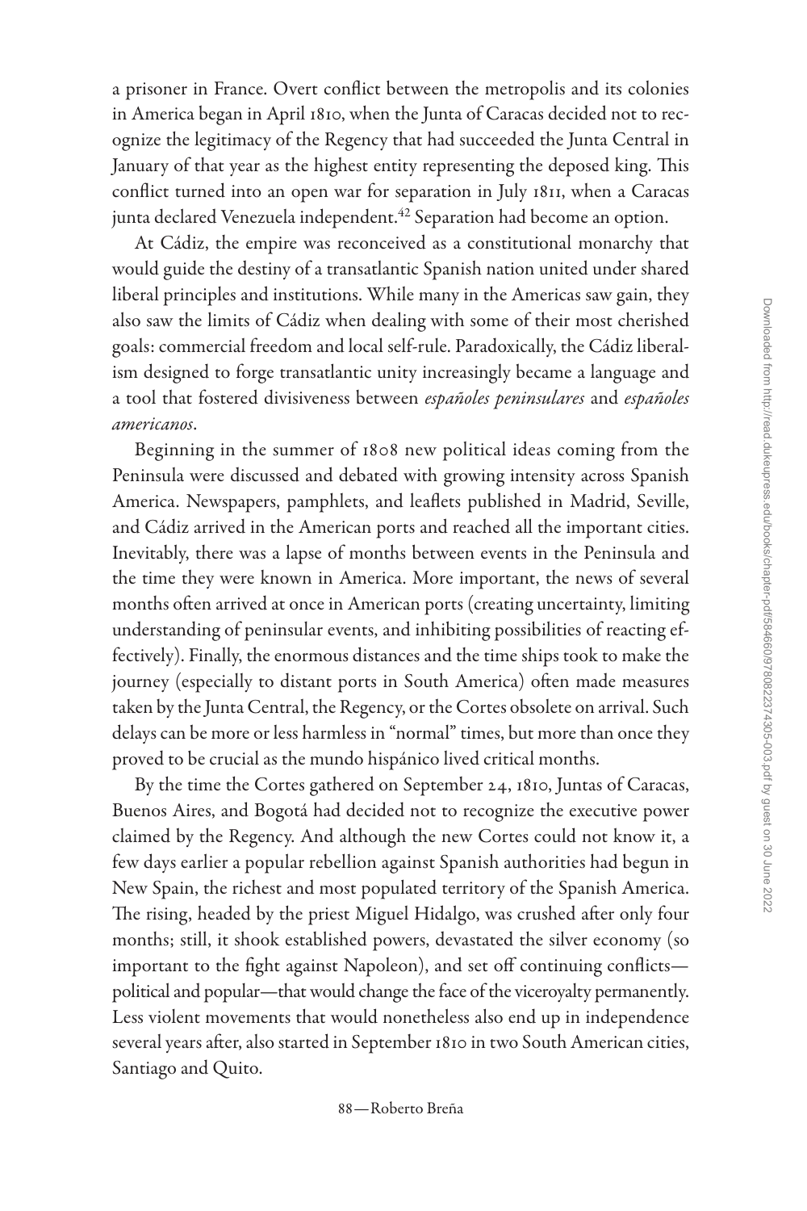a prisoner in France. Overt conflict between the metropolis and its colonies in America began in April 1810, when the Junta of Caracas decided not to recognize the legitimacy of the Regency that had succeeded the Junta Central in January of that year as the highest entity representing the deposed king. This conflict turned into an open war for separation in July 1811, when a Caracas junta declared Venezuela independent.[42] Separation had become an option.

At Cádiz, the empire was reconceived as a constitutional monarchy that would guide the destiny of a transatlantic Spanish nation united under shared liberal principles and institutions. While many in the Americas saw gain, they also saw the limits of Cádiz when dealing with some of their most cherished goals: commercial freedom and local self-rule. Paradoxically, the Cádiz liberalism designed to forge transatlantic unity increasingly became a language and a tool that fostered divisiveness between *españoles peninsulares* and *españoles americanos*.

Beginning in the summer of 1808 new political ideas coming from the Peninsula were discussed and debated with growing intensity across Spanish America. Newspapers, pamphlets, and leaflets published in Madrid, Seville, and Cádiz arrived in the American ports and reached all the important cities. Inevitably, there was a lapse of months between events in the Peninsula and the time they were known in America. More important, the news of several months often arrived at once in American ports (creating uncertainty, limiting understanding of peninsular events, and inhibiting possibilities of reacting effectively). Finally, the enormous distances and the time ships took to make the journey (especially to distant ports in South America) often made measures taken by the Junta Central, the Regency, or the Cortes obsolete on arrival. Such delays can be more or less harmless in "normal" times, but more than once they proved to be crucial as the mundo hispánico lived critical months.

By the time the Cortes gathered on September 24, 1810, Juntas of Caracas, Buenos Aires, and Bogotá had decided not to recognize the executive power claimed by the Regency. And although the new Cortes could not know it, a few days earlier a popular rebellion against Spanish authorities had begun in New Spain, the richest and most populated territory of the Spanish America. The rising, headed by the priest Miguel Hidalgo, was crushed after only four months; still, it shook established powers, devastated the silver economy (so important to the fight against Napoleon), and set off continuing conflicts—political and popular—that would change the face of the viceroyalty permanently. Less violent movements that would nonetheless also end up in independence several years after, also started in September 1810 in two South American cities, Santiago and Quito.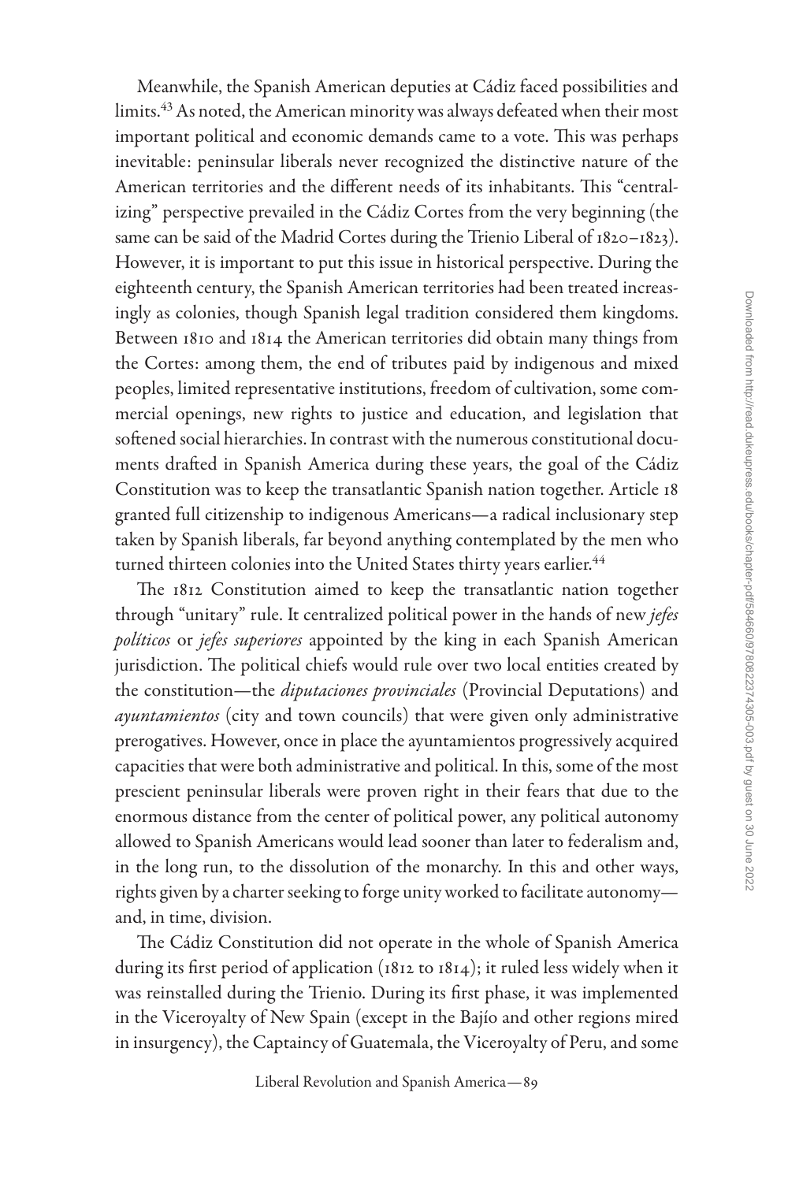Meanwhile, the Spanish American deputies at Cádiz faced possibilities and limits.[43] As noted, the American minority was always defeated when their most important political and economic demands came to a vote. This was perhaps inevitable: peninsular liberals never recognized the distinctive nature of the American territories and the different needs of its inhabitants. This "centralizing" perspective prevailed in the Cádiz Cortes from the very beginning (the same can be said of the Madrid Cortes during the Trienio Liberal of 1820–1823). However, it is important to put this issue in historical perspective. During the eighteenth century, the Spanish American territories had been treated increasingly as colonies, though Spanish legal tradition considered them kingdoms. Between 1810 and 1814 the American territories did obtain many things from the Cortes: among them, the end of tributes paid by indigenous and mixed peoples, limited representative institutions, freedom of cultivation, some commercial openings, new rights to justice and education, and legislation that softened social hierarchies. In contrast with the numerous constitutional documents drafted in Spanish America during these years, the goal of the Cádiz Constitution was to keep the transatlantic Spanish nation together. Article 18 granted full citizenship to indigenous Americans—a radical inclusionary step taken by Spanish liberals, far beyond anything contemplated by the men who turned thirteen colonies into the United States thirty years earlier.[44]

The 1812 Constitution aimed to keep the transatlantic nation together through "unitary" rule. It centralized political power in the hands of new *jefes políticos* or *jefes superiores* appointed by the king in each Spanish American jurisdiction. The political chiefs would rule over two local entities created by the constitution—the *diputaciones provinciales* (Provincial Deputations) and *ayuntamientos* (city and town councils) that were given only administrative prerogatives. However, once in place the ayuntamientos progressively acquired capacities that were both administrative and political. In this, some of the most prescient peninsular liberals were proven right in their fears that due to the enormous distance from the center of political power, any political autonomy allowed to Spanish Americans would lead sooner than later to federalism and, in the long run, to the dissolution of the monarchy. In this and other ways, rights given by a charter seeking to forge unity worked to facilitate autonomy—and, in time, division.

The Cádiz Constitution did not operate in the whole of Spanish America during its first period of application (1812 to 1814); it ruled less widely when it was reinstalled during the Trienio. During its first phase, it was implemented in the Viceroyalty of New Spain (except in the Bajío and other regions mired in insurgency), the Captaincy of Guatemala, the Viceroyalty of Peru, and some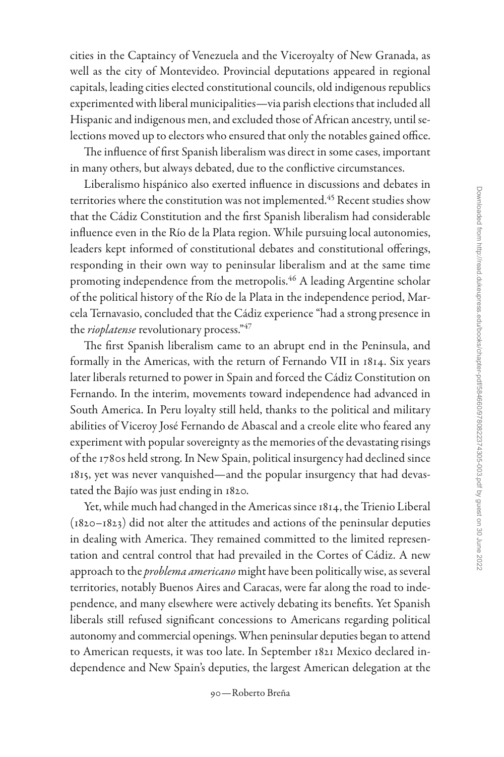cities in the Captaincy of Venezuela and the Viceroyalty of New Granada, as well as the city of Montevideo. Provincial deputations appeared in regional capitals, leading cities elected constitutional councils, old indigenous republics experimented with liberal municipalities—via parish elections that included all Hispanic and indigenous men, and excluded those of African ancestry, until selections moved up to electors who ensured that only the notables gained office.

The influence of first Spanish liberalism was direct in some cases, important in many others, but always debated, due to the conflictive circumstances.

Liberalismo hispánico also exerted influence in discussions and debates in territories where the constitution was not implemented.[45] Recent studies show that the Cádiz Constitution and the first Spanish liberalism had considerable influence even in the Río de la Plata region. While pursuing local autonomies, leaders kept informed of constitutional debates and constitutional offerings, responding in their own way to peninsular liberalism and at the same time promoting independence from the metropolis.[46] A leading Argentine scholar of the political history of the Río de la Plata in the independence period, Marcela Ternavasio, concluded that the Cádiz experience "had a strong presence in the *rioplatense* revolutionary process."[47]

The first Spanish liberalism came to an abrupt end in the Peninsula, and formally in the Americas, with the return of Fernando VII in 1814. Six years later liberals returned to power in Spain and forced the Cádiz Constitution on Fernando. In the interim, movements toward independence had advanced in South America. In Peru loyalty still held, thanks to the political and military abilities of Viceroy José Fernando de Abascal and a creole elite who feared any experiment with popular sovereignty as the memories of the devastating risings of the 1780s held strong. In New Spain, political insurgency had declined since 1815, yet was never vanquished—and the popular insurgency that had devastated the Bajío was just ending in 1820.

Yet, while much had changed in the Americas since 1814, the Trienio Liberal (1820–1823) did not alter the attitudes and actions of the peninsular deputies in dealing with America. They remained committed to the limited representation and central control that had prevailed in the Cortes of Cádiz. A new approach to the *problema americano* might have been politically wise, as several territories, notably Buenos Aires and Caracas, were far along the road to independence, and many elsewhere were actively debating its benefits. Yet Spanish liberals still refused significant concessions to Americans regarding political autonomy and commercial openings. When peninsular deputies began to attend to American requests, it was too late. In September 1821 Mexico declared independence and New Spain's deputies, the largest American delegation at the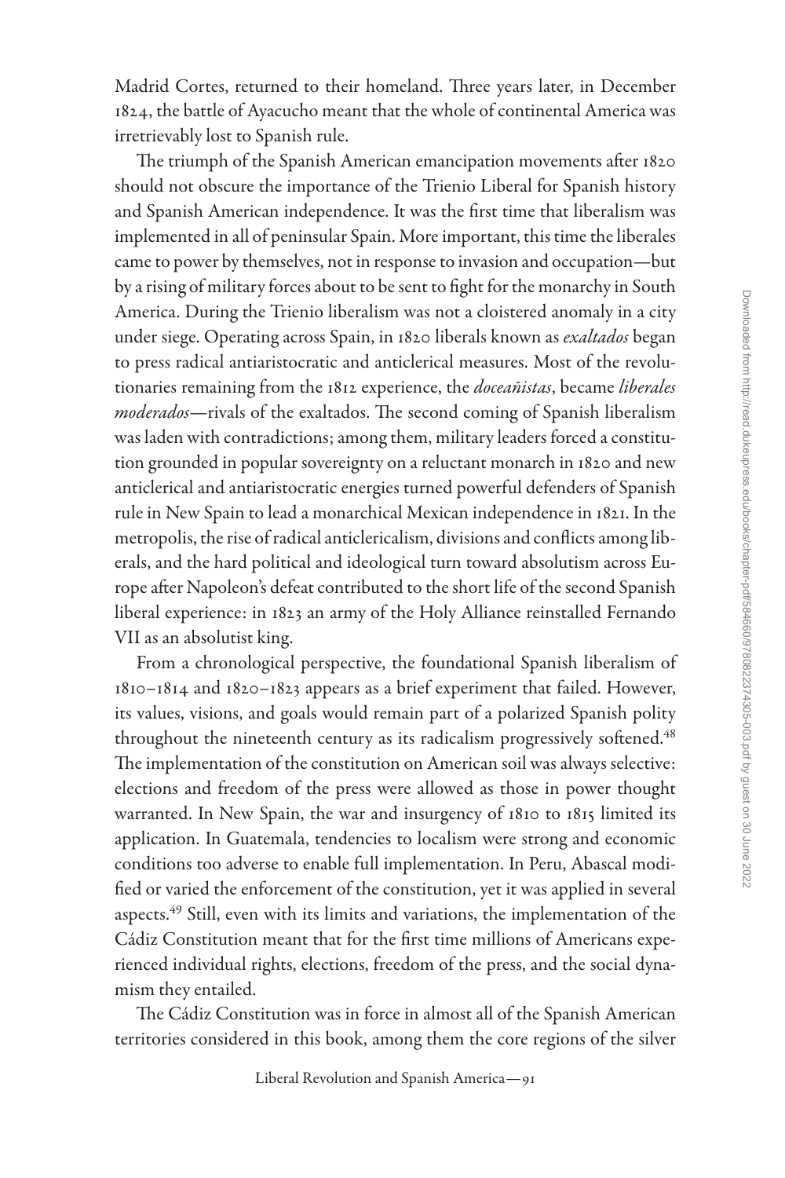Madrid Cortes, returned to their homeland. Three years later, in December 1824, the battle of Ayacucho meant that the whole of continental America was irretrievably lost to Spanish rule.

The triumph of the Spanish American emancipation movements after 1820 should not obscure the importance of the Trienio Liberal for Spanish history and Spanish American independence. It was the first time that liberalism was implemented in all of peninsular Spain. More important, this time the liberales came to power by themselves, not in response to invasion and occupation—but by a rising of military forces about to be sent to fight for the monarchy in South America. During the Trienio liberalism was not a cloistered anomaly in a city under siege. Operating across Spain, in 1820 liberals known as *exaltados* began to press radical antiaristocratic and anticlerical measures. Most of the revolutionaries remaining from the 1812 experience, the *doceañistas*, became *liberales moderados*—rivals of the exaltados. The second coming of Spanish liberalism was laden with contradictions; among them, military leaders forced a constitution grounded in popular sovereignty on a reluctant monarch in 1820 and new anticlerical and antiaristocratic energies turned powerful defenders of Spanish rule in New Spain to lead a monarchical Mexican independence in 1821. In the metropolis, the rise of radical anticlericalism, divisions and conflicts among liberals, and the hard political and ideological turn toward absolutism across Europe after Napoleon's defeat contributed to the short life of the second Spanish liberal experience: in 1823 an army of the Holy Alliance reinstalled Fernando VII as an absolutist king.

From a chronological perspective, the foundational Spanish liberalism of 1810–1814 and 1820–1823 appears as a brief experiment that failed. However, its values, visions, and goals would remain part of a polarized Spanish polity throughout the nineteenth century as its radicalism progressively softened.[48] The implementation of the constitution on American soil was always selective: elections and freedom of the press were allowed as those in power thought warranted. In New Spain, the war and insurgency of 1810 to 1815 limited its application. In Guatemala, tendencies to localism were strong and economic conditions too adverse to enable full implementation. In Peru, Abascal modified or varied the enforcement of the constitution, yet it was applied in several aspects.[49] Still, even with its limits and variations, the implementation of the Cádiz Constitution meant that for the first time millions of Americans experienced individual rights, elections, freedom of the press, and the social dynamism they entailed.

The Cádiz Constitution was in force in almost all of the Spanish American territories considered in this book, among them the core regions of the silver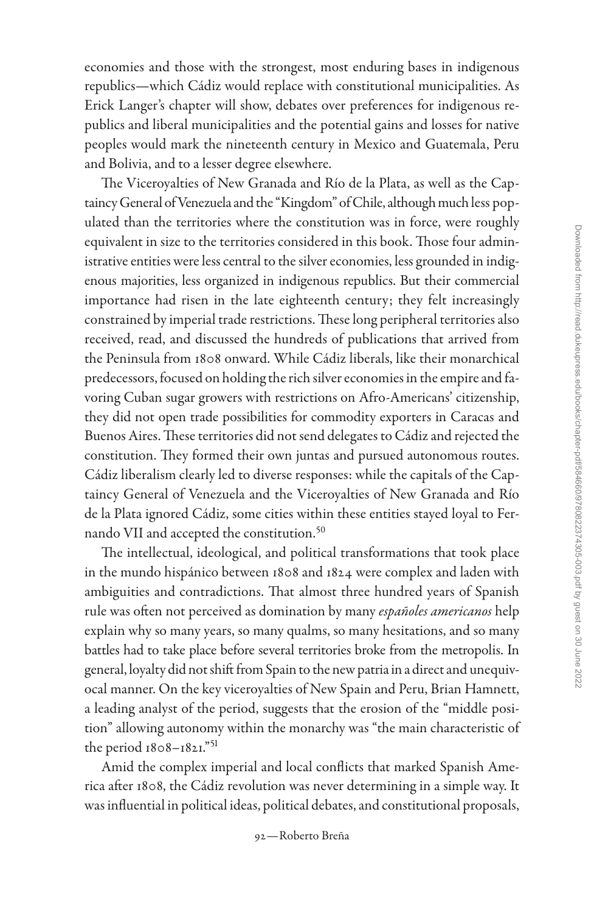economies and those with the strongest, most enduring bases in indigenous republics—which Cádiz would replace with constitutional municipalities. As Erick Langer's chapter will show, debates over preferences for indigenous republics and liberal municipalities and the potential gains and losses for native peoples would mark the nineteenth century in Mexico and Guatemala, Peru and Bolivia, and to a lesser degree elsewhere.

The Viceroyalties of New Granada and Río de la Plata, as well as the Captaincy General of Venezuela and the "Kingdom" of Chile, although much less populated than the territories where the constitution was in force, were roughly equivalent in size to the territories considered in this book. Those four administrative entities were less central to the silver economies, less grounded in indigenous majorities, less organized in indigenous republics. But their commercial importance had risen in the late eighteenth century; they felt increasingly constrained by imperial trade restrictions. These long peripheral territories also received, read, and discussed the hundreds of publications that arrived from the Peninsula from 1808 onward. While Cádiz liberals, like their monarchical predecessors, focused on holding the rich silver economies in the empire and favoring Cuban sugar growers with restrictions on Afro-Americans' citizenship, they did not open trade possibilities for commodity exporters in Caracas and Buenos Aires. These territories did not send delegates to Cádiz and rejected the constitution. They formed their own juntas and pursued autonomous routes. Cádiz liberalism clearly led to diverse responses: while the capitals of the Captaincy General of Venezuela and the Viceroyalties of New Granada and Río de la Plata ignored Cádiz, some cities within these entities stayed loyal to Fernando VII and accepted the constitution.[50]

The intellectual, ideological, and political transformations that took place in the mundo hispánico between 1808 and 1824 were complex and laden with ambiguities and contradictions. That almost three hundred years of Spanish rule was often not perceived as domination by many *españoles americanos* help explain why so many years, so many qualms, so many hesitations, and so many battles had to take place before several territories broke from the metropolis. In general, loyalty did not shift from Spain to the new patria in a direct and unequivocal manner. On the key viceroyalties of New Spain and Peru, Brian Hamnett, a leading analyst of the period, suggests that the erosion of the "middle position" allowing autonomy within the monarchy was "the main characteristic of the period 1808–1821."[51]

Amid the complex imperial and local conflicts that marked Spanish America after 1808, the Cádiz revolution was never determining in a simple way. It was influential in political ideas, political debates, and constitutional proposals,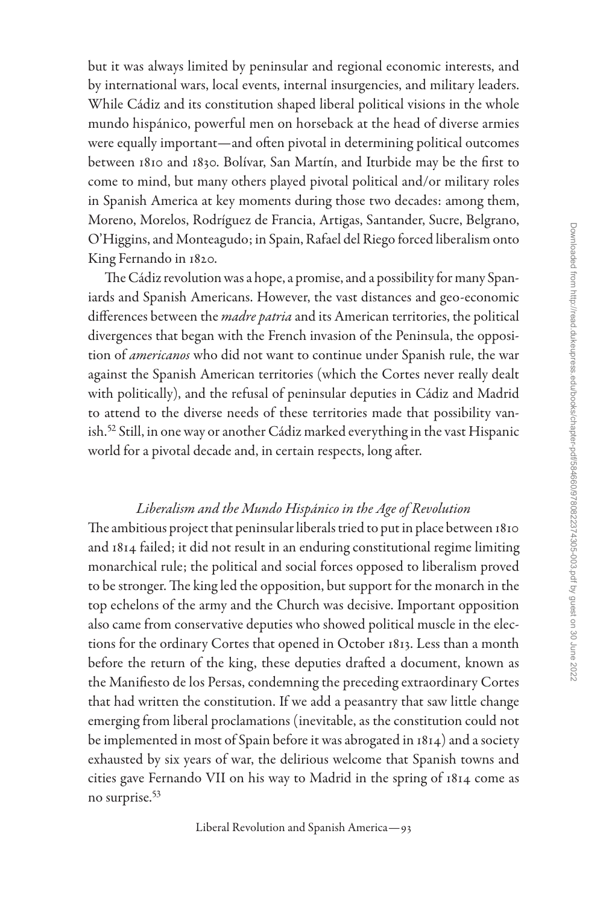but it was always limited by peninsular and regional economic interests, and by international wars, local events, internal insurgencies, and military leaders. While Cádiz and its constitution shaped liberal political visions in the whole mundo hispánico, powerful men on horseback at the head of diverse armies were equally important—and often pivotal in determining political outcomes between 1810 and 1830. Bolívar, San Martín, and Iturbide may be the first to come to mind, but many others played pivotal political and/or military roles in Spanish America at key moments during those two decades: among them, Moreno, Morelos, Rodríguez de Francia, Artigas, Santander, Sucre, Belgrano, O'Higgins, and Monteagudo; in Spain, Rafael del Riego forced liberalism onto King Fernando in 1820.

The Cádiz revolution was a hope, a promise, and a possibility for many Spaniards and Spanish Americans. However, the vast distances and geo-economic differences between the *madre patria* and its American territories, the political divergences that began with the French invasion of the Peninsula, the opposition of *americanos* who did not want to continue under Spanish rule, the war against the Spanish American territories (which the Cortes never really dealt with politically), and the refusal of peninsular deputies in Cádiz and Madrid to attend to the diverse needs of these territories made that possibility vanish.[52] Still, in one way or another Cádiz marked everything in the vast Hispanic world for a pivotal decade and, in certain respects, long after.

### *Liberalism and the Mundo Hispánico in the Age of Revolution*

The ambitious project that peninsular liberals tried to put in place between 1810 and 1814 failed; it did not result in an enduring constitutional regime limiting monarchical rule; the political and social forces opposed to liberalism proved to be stronger. The king led the opposition, but support for the monarch in the top echelons of the army and the Church was decisive. Important opposition also came from conservative deputies who showed political muscle in the elections for the ordinary Cortes that opened in October 1813. Less than a month before the return of the king, these deputies drafted a document, known as the Manifiesto de los Persas, condemning the preceding extraordinary Cortes that had written the constitution. If we add a peasantry that saw little change emerging from liberal proclamations (inevitable, as the constitution could not be implemented in most of Spain before it was abrogated in 1814) and a society exhausted by six years of war, the delirious welcome that Spanish towns and cities gave Fernando VII on his way to Madrid in the spring of 1814 come as no surprise.[53]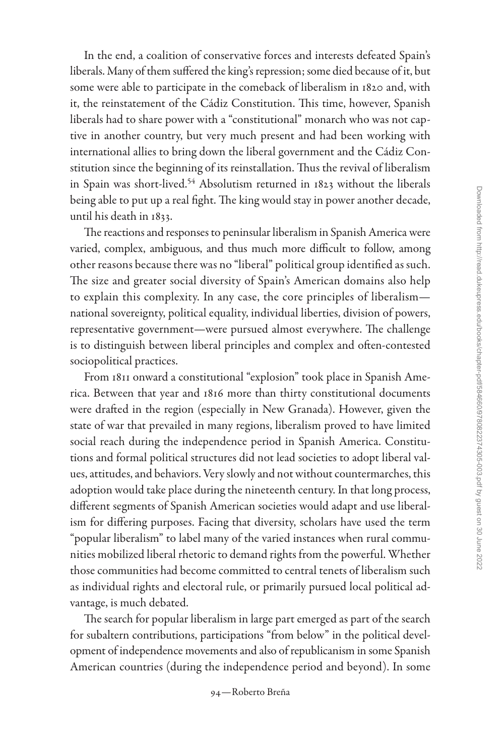In the end, a coalition of conservative forces and interests defeated Spain's liberals. Many of them suffered the king's repression; some died because of it, but some were able to participate in the comeback of liberalism in 1820 and, with it, the reinstatement of the Cádiz Constitution. This time, however, Spanish liberals had to share power with a "constitutional" monarch who was not captive in another country, but very much present and had been working with international allies to bring down the liberal government and the Cádiz Constitution since the beginning of its reinstallation. Thus the revival of liberalism in Spain was short-lived.[54] Absolutism returned in 1823 without the liberals being able to put up a real fight. The king would stay in power another decade, until his death in 1833.

The reactions and responses to peninsular liberalism in Spanish America were varied, complex, ambiguous, and thus much more difficult to follow, among other reasons because there was no "liberal" political group identified as such. The size and greater social diversity of Spain's American domains also help to explain this complexity. In any case, the core principles of liberalism—national sovereignty, political equality, individual liberties, division of powers, representative government—were pursued almost everywhere. The challenge is to distinguish between liberal principles and complex and often-contested sociopolitical practices.

From 1811 onward a constitutional "explosion" took place in Spanish America. Between that year and 1816 more than thirty constitutional documents were drafted in the region (especially in New Granada). However, given the state of war that prevailed in many regions, liberalism proved to have limited social reach during the independence period in Spanish America. Constitutions and formal political structures did not lead societies to adopt liberal values, attitudes, and behaviors. Very slowly and not without countermarches, this adoption would take place during the nineteenth century. In that long process, different segments of Spanish American societies would adapt and use liberalism for differing purposes. Facing that diversity, scholars have used the term "popular liberalism" to label many of the varied instances when rural communities mobilized liberal rhetoric to demand rights from the powerful. Whether those communities had become committed to central tenets of liberalism such as individual rights and electoral rule, or primarily pursued local political advantage, is much debated.

The search for popular liberalism in large part emerged as part of the search for subaltern contributions, participations "from below" in the political development of independence movements and also of republicanism in some Spanish American countries (during the independence period and beyond). In some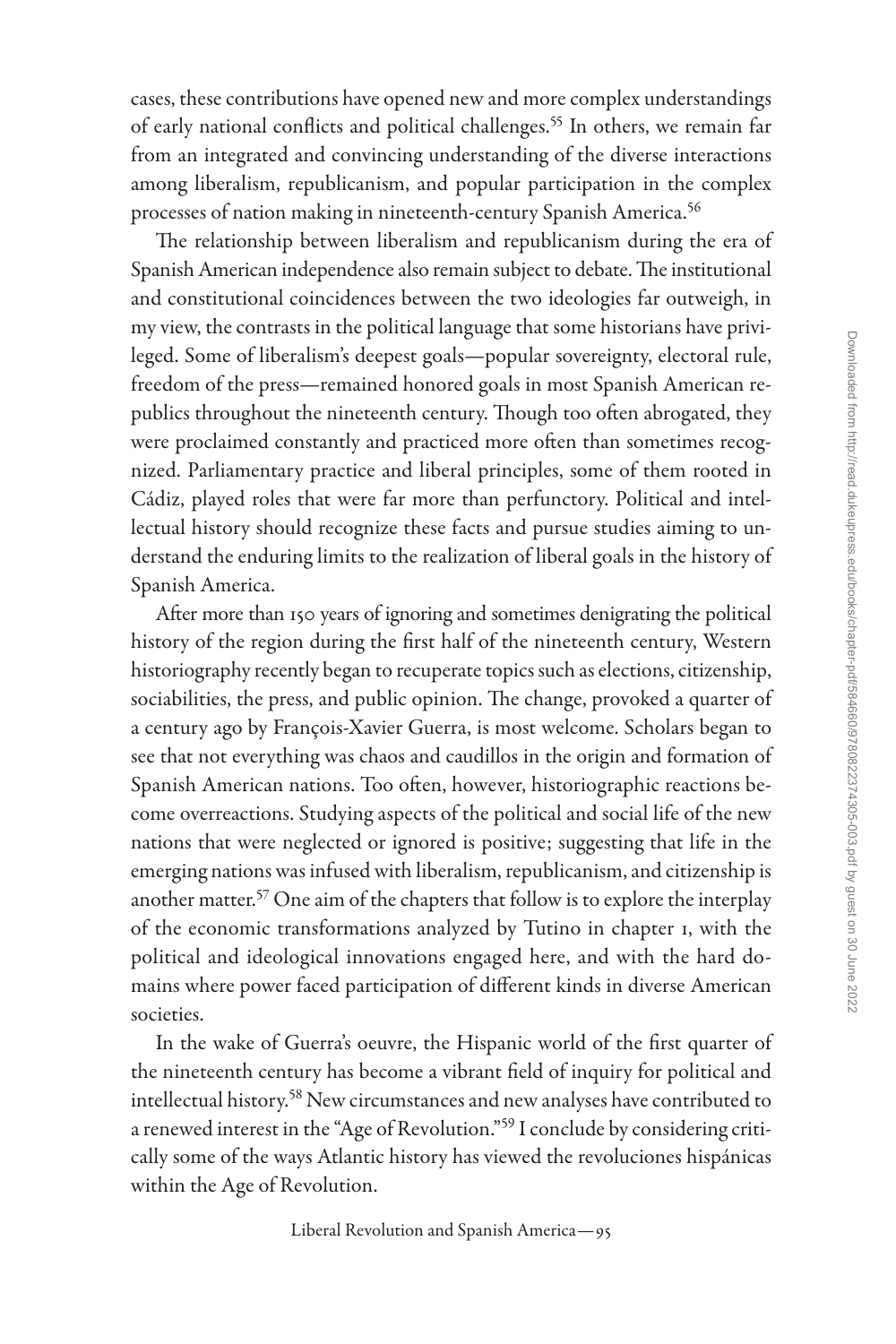cases, these contributions have opened new and more complex understandings of early national conflicts and political challenges.[55] In others, we remain far from an integrated and convincing understanding of the diverse interactions among liberalism, republicanism, and popular participation in the complex processes of nation making in nineteenth-century Spanish America.[56]

The relationship between liberalism and republicanism during the era of Spanish American independence also remain subject to debate. The institutional and constitutional coincidences between the two ideologies far outweigh, in my view, the contrasts in the political language that some historians have privileged. Some of liberalism's deepest goals—popular sovereignty, electoral rule, freedom of the press—remained honored goals in most Spanish American republics throughout the nineteenth century. Though too often abrogated, they were proclaimed constantly and practiced more often than sometimes recognized. Parliamentary practice and liberal principles, some of them rooted in Cádiz, played roles that were far more than perfunctory. Political and intellectual history should recognize these facts and pursue studies aiming to understand the enduring limits to the realization of liberal goals in the history of Spanish America.

After more than 150 years of ignoring and sometimes denigrating the political history of the region during the first half of the nineteenth century, Western historiography recently began to recuperate topics such as elections, citizenship, sociabilities, the press, and public opinion. The change, provoked a quarter of a century ago by François-Xavier Guerra, is most welcome. Scholars began to see that not everything was chaos and caudillos in the origin and formation of Spanish American nations. Too often, however, historiographic reactions become overreactions. Studying aspects of the political and social life of the new nations that were neglected or ignored is positive; suggesting that life in the emerging nations was infused with liberalism, republicanism, and citizenship is another matter.[57] One aim of the chapters that follow is to explore the interplay of the economic transformations analyzed by Tutino in chapter 1, with the political and ideological innovations engaged here, and with the hard domains where power faced participation of different kinds in diverse American societies.

In the wake of Guerra's oeuvre, the Hispanic world of the first quarter of the nineteenth century has become a vibrant field of inquiry for political and intellectual history.[58] New circumstances and new analyses have contributed to a renewed interest in the "Age of Revolution."[59] I conclude by considering critically some of the ways Atlantic history has viewed the revoluciones hispánicas within the Age of Revolution.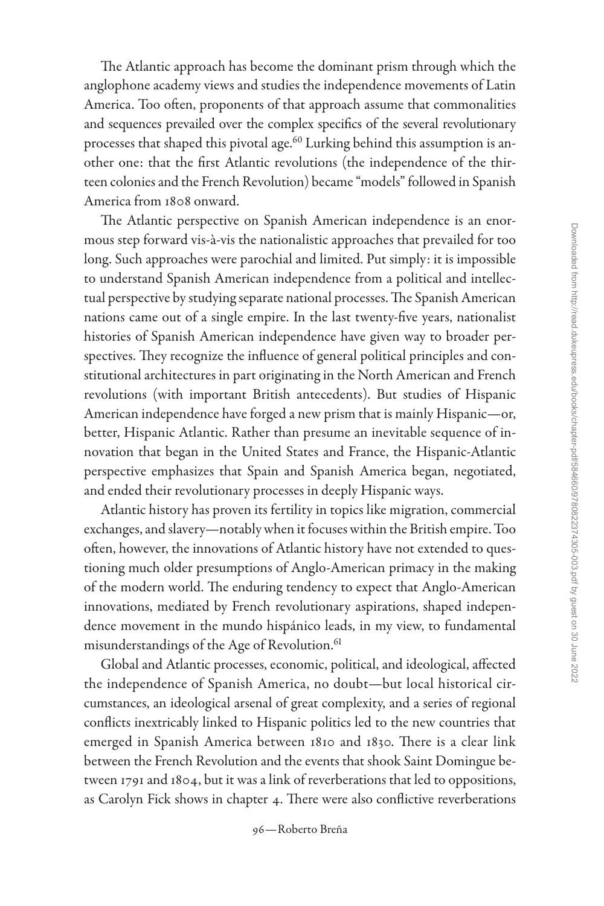The Atlantic approach has become the dominant prism through which the anglophone academy views and studies the independence movements of Latin America. Too often, proponents of that approach assume that commonalities and sequences prevailed over the complex specifics of the several revolutionary processes that shaped this pivotal age.[60] Lurking behind this assumption is another one: that the first Atlantic revolutions (the independence of the thirteen colonies and the French Revolution) became "models" followed in Spanish America from 1808 onward.

The Atlantic perspective on Spanish American independence is an enormous step forward vis-à-vis the nationalistic approaches that prevailed for too long. Such approaches were parochial and limited. Put simply: it is impossible to understand Spanish American independence from a political and intellectual perspective by studying separate national processes. The Spanish American nations came out of a single empire. In the last twenty-five years, nationalist histories of Spanish American independence have given way to broader perspectives. They recognize the influence of general political principles and constitutional architectures in part originating in the North American and French revolutions (with important British antecedents). But studies of Hispanic American independence have forged a new prism that is mainly Hispanic—or, better, Hispanic Atlantic. Rather than presume an inevitable sequence of innovation that began in the United States and France, the Hispanic-Atlantic perspective emphasizes that Spain and Spanish America began, negotiated, and ended their revolutionary processes in deeply Hispanic ways.

Atlantic history has proven its fertility in topics like migration, commercial exchanges, and slavery—notably when it focuses within the British empire. Too often, however, the innovations of Atlantic history have not extended to questioning much older presumptions of Anglo-American primacy in the making of the modern world. The enduring tendency to expect that Anglo-American innovations, mediated by French revolutionary aspirations, shaped independence movement in the mundo hispánico leads, in my view, to fundamental misunderstandings of the Age of Revolution.[61]

Global and Atlantic processes, economic, political, and ideological, affected the independence of Spanish America, no doubt—but local historical circumstances, an ideological arsenal of great complexity, and a series of regional conflicts inextricably linked to Hispanic politics led to the new countries that emerged in Spanish America between 1810 and 1830. There is a clear link between the French Revolution and the events that shook Saint Domingue between 1791 and 1804, but it was a link of reverberations that led to oppositions, as Carolyn Fick shows in chapter 4. There were also conflictive reverberations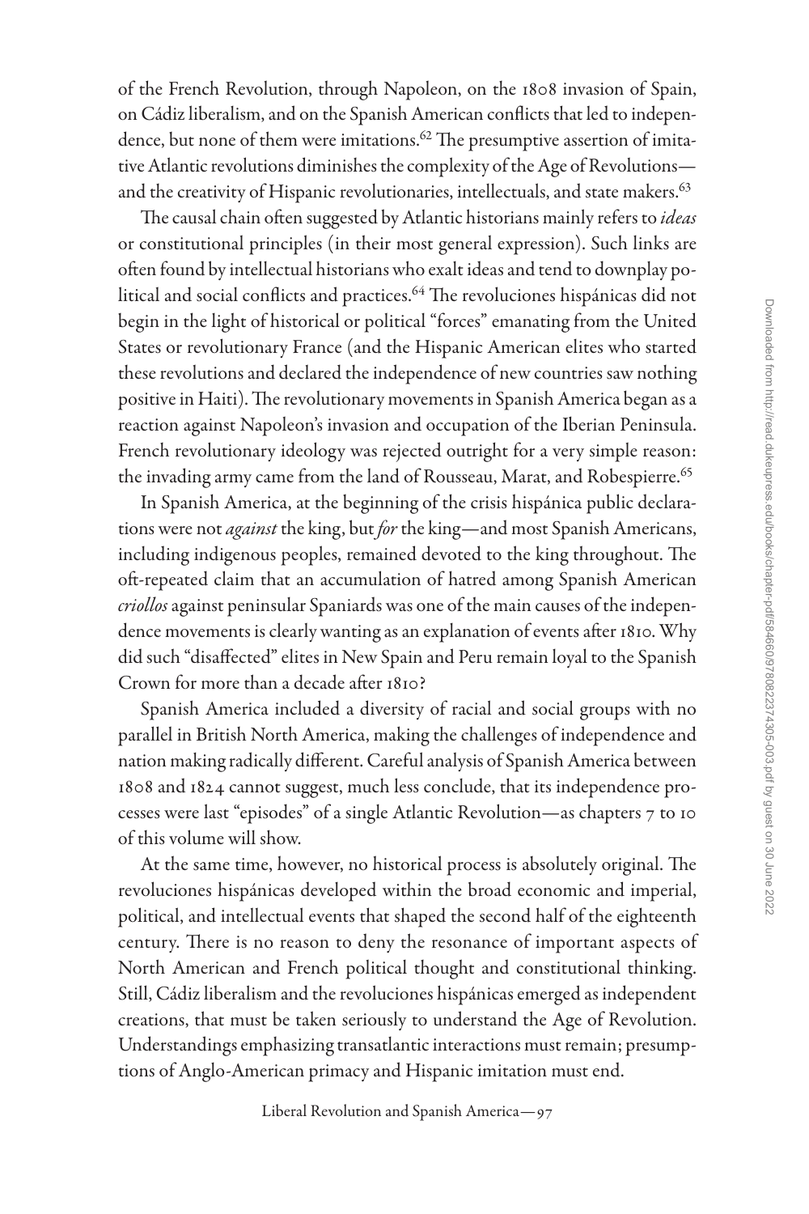of the French Revolution, through Napoleon, on the 1808 invasion of Spain, on Cádiz liberalism, and on the Spanish American conflicts that led to independence, but none of them were imitations.[62] The presumptive assertion of imitative Atlantic revolutions diminishes the complexity of the Age of Revolutions—and the creativity of Hispanic revolutionaries, intellectuals, and state makers.[63]

The causal chain often suggested by Atlantic historians mainly refers to *ideas* or constitutional principles (in their most general expression). Such links are often found by intellectual historians who exalt ideas and tend to downplay political and social conflicts and practices.[64] The revoluciones hispánicas did not begin in the light of historical or political "forces" emanating from the United States or revolutionary France (and the Hispanic American elites who started these revolutions and declared the independence of new countries saw nothing positive in Haiti). The revolutionary movements in Spanish America began as a reaction against Napoleon's invasion and occupation of the Iberian Peninsula. French revolutionary ideology was rejected outright for a very simple reason: the invading army came from the land of Rousseau, Marat, and Robespierre.[65]

In Spanish America, at the beginning of the crisis hispánica public declarations were not *against* the king, but *for* the king—and most Spanish Americans, including indigenous peoples, remained devoted to the king throughout. The oft-repeated claim that an accumulation of hatred among Spanish American *criollos* against peninsular Spaniards was one of the main causes of the independence movements is clearly wanting as an explanation of events after 1810. Why did such "disaffected" elites in New Spain and Peru remain loyal to the Spanish Crown for more than a decade after 1810?

Spanish America included a diversity of racial and social groups with no parallel in British North America, making the challenges of independence and nation making radically different. Careful analysis of Spanish America between 1808 and 1824 cannot suggest, much less conclude, that its independence processes were last "episodes" of a single Atlantic Revolution—as chapters 7 to 10 of this volume will show.

At the same time, however, no historical process is absolutely original. The revoluciones hispánicas developed within the broad economic and imperial, political, and intellectual events that shaped the second half of the eighteenth century. There is no reason to deny the resonance of important aspects of North American and French political thought and constitutional thinking. Still, Cádiz liberalism and the revoluciones hispánicas emerged as independent creations, that must be taken seriously to understand the Age of Revolution. Understandings emphasizing transatlantic interactions must remain; presumptions of Anglo-American primacy and Hispanic imitation must end.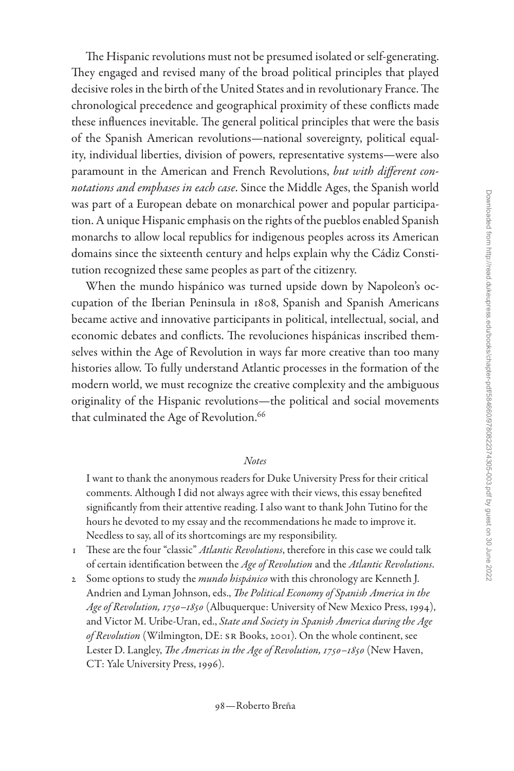The Hispanic revolutions must not be presumed isolated or self-generating. They engaged and revised many of the broad political principles that played decisive roles in the birth of the United States and in revolutionary France. The chronological precedence and geographical proximity of these conflicts made these influences inevitable. The general political principles that were the basis of the Spanish American revolutions—national sovereignty, political equality, individual liberties, division of powers, representative systems—were also paramount in the American and French Revolutions, *but with different connotations and emphases in each case*. Since the Middle Ages, the Spanish world was part of a European debate on monarchical power and popular participation. A unique Hispanic emphasis on the rights of the pueblos enabled Spanish monarchs to allow local republics for indigenous peoples across its American domains since the sixteenth century and helps explain why the Cádiz Constitution recognized these same peoples as part of the citizenry.

When the mundo hispánico was turned upside down by Napoleon's occupation of the Iberian Peninsula in 1808, Spanish and Spanish Americans became active and innovative participants in political, intellectual, social, and economic debates and conflicts. The revoluciones hispánicas inscribed themselves within the Age of Revolution in ways far more creative than too many histories allow. To fully understand Atlantic processes in the formation of the modern world, we must recognize the creative complexity and the ambiguous originality of the Hispanic revolutions—the political and social movements that culminated the Age of Revolution.[66]

## *Notes*

I want to thank the anonymous readers for Duke University Press for their critical comments. Although I did not always agree with their views, this essay benefited significantly from their attentive reading. I also want to thank John Tutino for the hours he devoted to my essay and the recommendations he made to improve it. Needless to say, all of its shortcomings are my responsibility.

1 These are the four "classic" *Atlantic Revolutions*, therefore in this case we could talk of certain identification between the *Age of Revolution* and the *Atlantic Revolutions*.

2 Some options to study the *mundo hispánico* with this chronology are Kenneth J. Andrien and Lyman Johnson, eds., *The Political Economy of Spanish America in the Age of Revolution, 1750–1850* (Albuquerque: University of New Mexico Press, 1994), and Victor M. Uribe-Uran, ed., *State and Society in Spanish America during the Age of Revolution* (Wilmington, DE: SR Books, 2001). On the whole continent, see Lester D. Langley, *The Americas in the Age of Revolution, 1750–1850* (New Haven, CT: Yale University Press, 1996).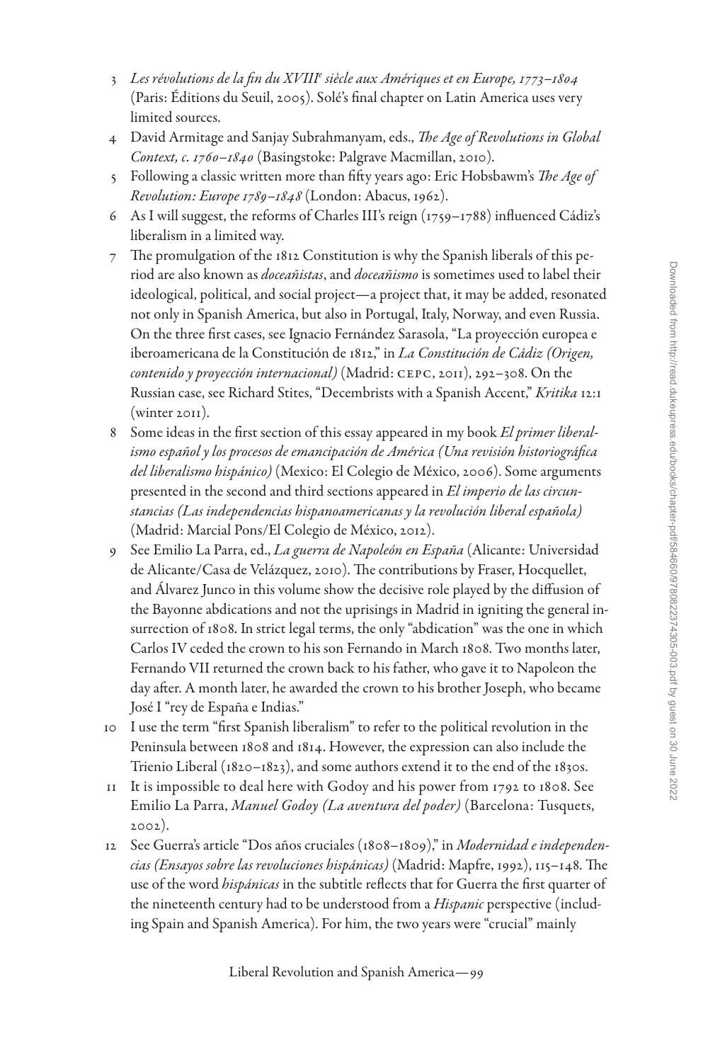3 *Les révolutions de la fin du XVIII[e] siècle aux Amériques et en Europe, 1773–1804* (Paris: Éditions du Seuil, 2005). Solé's final chapter on Latin America uses very limited sources.

4 David Armitage and Sanjay Subrahmanyam, eds., *The Age of Revolutions in Global Context, c. 1760–1840* (Basingstoke: Palgrave Macmillan, 2010).

5 Following a classic written more than fifty years ago: Eric Hobsbawm's *The Age of Revolution: Europe 1789–1848* (London: Abacus, 1962).

6 As I will suggest, the reforms of Charles III's reign (1759–1788) influenced Cádiz's liberalism in a limited way.

7 The promulgation of the 1812 Constitution is why the Spanish liberals of this period are also known as *doceañistas*, and *doceañismo* is sometimes used to label their ideological, political, and social project—a project that, it may be added, resonated not only in Spanish America, but also in Portugal, Italy, Norway, and even Russia. On the three first cases, see Ignacio Fernández Sarasola, "La proyección europea e iberoamericana de la Constitución de 1812," in *La Constitución de Cádiz (Origen, contenido y proyección internacional)* (Madrid: CEPC, 2011), 292–308. On the Russian case, see Richard Stites, "Decembrists with a Spanish Accent," *Kritika* 12:1 (winter 2011).

8 Some ideas in the first section of this essay appeared in my book *El primer liberalismo español y los procesos de emancipación de América (Una revisión historiográfica del liberalismo hispánico)* (Mexico: El Colegio de México, 2006). Some arguments presented in the second and third sections appeared in *El imperio de las circunstancias (Las independencias hispanoamericanas y la revolución liberal española)* (Madrid: Marcial Pons/El Colegio de México, 2012).

9 See Emilio La Parra, ed., *La guerra de Napoleón en España* (Alicante: Universidad de Alicante/Casa de Velázquez, 2010). The contributions by Fraser, Hocquellet, and Álvarez Junco in this volume show the decisive role played by the diffusion of the Bayonne abdications and not the uprisings in Madrid in igniting the general insurrection of 1808. In strict legal terms, the only "abdication" was the one in which Carlos IV ceded the crown to his son Fernando in March 1808. Two months later, Fernando VII returned the crown back to his father, who gave it to Napoleon the day after. A month later, he awarded the crown to his brother Joseph, who became José I "rey de España e Indias."

10 I use the term "first Spanish liberalism" to refer to the political revolution in the Peninsula between 1808 and 1814. However, the expression can also include the Trienio Liberal (1820–1823), and some authors extend it to the end of the 1830s.

11 It is impossible to deal here with Godoy and his power from 1792 to 1808. See Emilio La Parra, *Manuel Godoy (La aventura del poder)* (Barcelona: Tusquets, 2002).

12 See Guerra's article "Dos años cruciales (1808–1809)," in *Modernidad e independencias (Ensayos sobre las revoluciones hispánicas)* (Madrid: Mapfre, 1992), 115–148. The use of the word *hispánicas* in the subtitle reflects that for Guerra the first quarter of the nineteenth century had to be understood from a *Hispanic* perspective (including Spain and Spanish America). For him, the two years were "crucial" mainly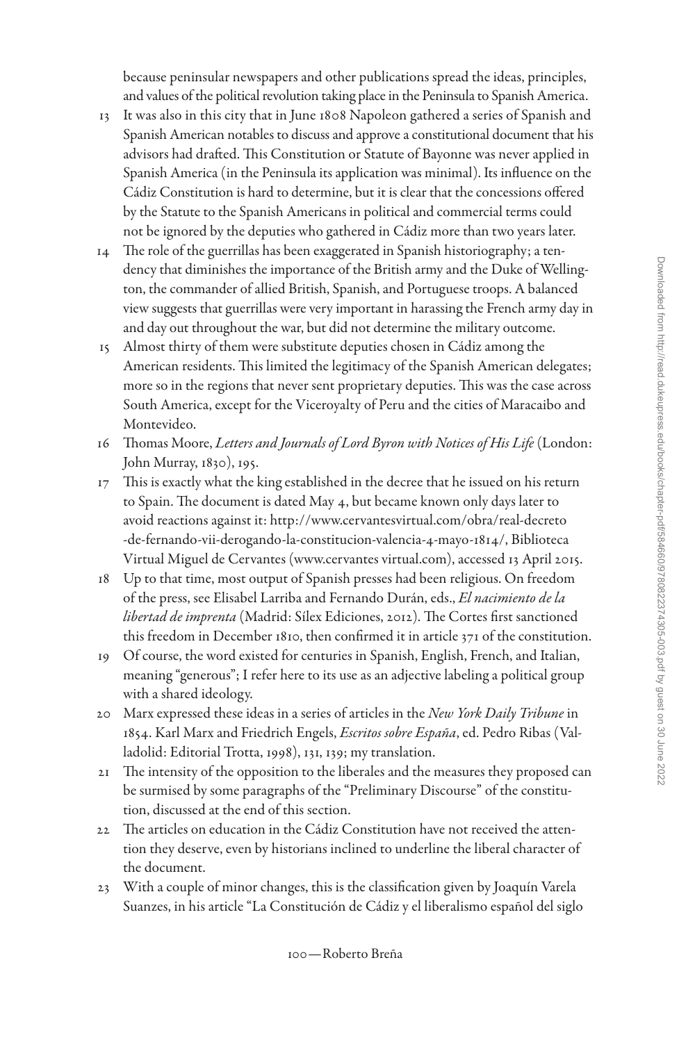because peninsular newspapers and other publications spread the ideas, principles, and values of the political revolution taking place in the Peninsula to Spanish America.

13 It was also in this city that in June 1808 Napoleon gathered a series of Spanish and Spanish American notables to discuss and approve a constitutional document that his advisors had drafted. This Constitution or Statute of Bayonne was never applied in Spanish America (in the Peninsula its application was minimal). Its influence on the Cádiz Constitution is hard to determine, but it is clear that the concessions offered by the Statute to the Spanish Americans in political and commercial terms could not be ignored by the deputies who gathered in Cádiz more than two years later.

14 The role of the guerrillas has been exaggerated in Spanish historiography; a tendency that diminishes the importance of the British army and the Duke of Wellington, the commander of allied British, Spanish, and Portuguese troops. A balanced view suggests that guerrillas were very important in harassing the French army day in and day out throughout the war, but did not determine the military outcome.

15 Almost thirty of them were substitute deputies chosen in Cádiz among the American residents. This limited the legitimacy of the Spanish American delegates; more so in the regions that never sent proprietary deputies. This was the case across South America, except for the Viceroyalty of Peru and the cities of Maracaibo and Montevideo.

16 Thomas Moore, *Letters and Journals of Lord Byron with Notices of His Life* (London: John Murray, 1830), 195.

17 This is exactly what the king established in the decree that he issued on his return to Spain. The document is dated May 4, but became known only days later to avoid reactions against it: http://www.cervantesvirtual.com/obra/real-decreto-de-fernando-vii-derogando-la-constitucion-valencia-4-mayo-1814/, Biblioteca Virtual Miguel de Cervantes (www.cervantes virtual.com), accessed 13 April 2015.

18 Up to that time, most output of Spanish presses had been religious. On freedom of the press, see Elisabel Larriba and Fernando Durán, eds., *El nacimiento de la libertad de imprenta* (Madrid: Sílex Ediciones, 2012). The Cortes first sanctioned this freedom in December 1810, then confirmed it in article 371 of the constitution.

19 Of course, the word existed for centuries in Spanish, English, French, and Italian, meaning "generous"; I refer here to its use as an adjective labeling a political group with a shared ideology.

20 Marx expressed these ideas in a series of articles in the *New York Daily Tribune* in 1854. Karl Marx and Friedrich Engels, *Escritos sobre España*, ed. Pedro Ribas (Valladolid: Editorial Trotta, 1998), 131, 139; my translation.

21 The intensity of the opposition to the liberales and the measures they proposed can be surmised by some paragraphs of the "Preliminary Discourse" of the constitution, discussed at the end of this section.

22 The articles on education in the Cádiz Constitution have not received the attention they deserve, even by historians inclined to underline the liberal character of the document.

23 With a couple of minor changes, this is the classification given by Joaquín Varela Suanzes, in his article "La Constitución de Cádiz y el liberalismo español del siglo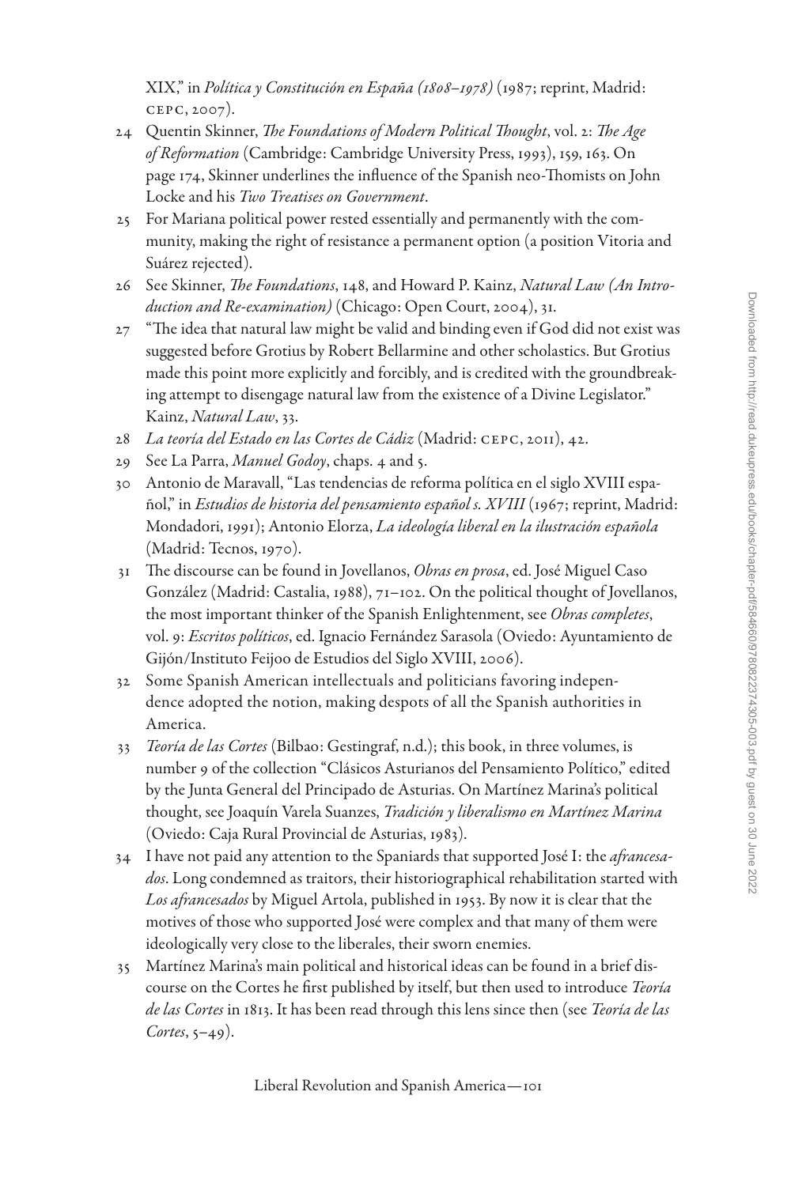XIX," in *Política y Constitución en España (1808–1978)* (1987; reprint, Madrid: CEPC, 2007).

24 Quentin Skinner, *The Foundations of Modern Political Thought*, vol. 2: *The Age of Reformation* (Cambridge: Cambridge University Press, 1993), 159, 163. On page 174, Skinner underlines the influence of the Spanish neo-Thomists on John Locke and his *Two Treatises on Government*.

25 For Mariana political power rested essentially and permanently with the community, making the right of resistance a permanent option (a position Vitoria and Suárez rejected).

26 See Skinner, *The Foundations*, 148, and Howard P. Kainz, *Natural Law (An Introduction and Re-examination)* (Chicago: Open Court, 2004), 31.

27 "The idea that natural law might be valid and binding even if God did not exist was suggested before Grotius by Robert Bellarmine and other scholastics. But Grotius made this point more explicitly and forcibly, and is credited with the groundbreaking attempt to disengage natural law from the existence of a Divine Legislator." Kainz, *Natural Law*, 33.

28 *La teoría del Estado en las Cortes de Cádiz* (Madrid: CEPC, 2011), 42.

29 See La Parra, *Manuel Godoy*, chaps. 4 and 5.

30 Antonio de Maravall, "Las tendencias de reforma política en el siglo XVIII español," in *Estudios de historia del pensamiento español s. XVIII* (1967; reprint, Madrid: Mondadori, 1991); Antonio Elorza, *La ideología liberal en la ilustración española* (Madrid: Tecnos, 1970).

31 The discourse can be found in Jovellanos, *Obras en prosa*, ed. José Miguel Caso González (Madrid: Castalia, 1988), 71–102. On the political thought of Jovellanos, the most important thinker of the Spanish Enlightenment, see *Obras completes*, vol. 9: *Escritos políticos*, ed. Ignacio Fernández Sarasola (Oviedo: Ayuntamiento de Gijón/Instituto Feijoo de Estudios del Siglo XVIII, 2006).

32 Some Spanish American intellectuals and politicians favoring independence adopted the notion, making despots of all the Spanish authorities in America.

33 *Teoría de las Cortes* (Bilbao: Gestingraf, n.d.); this book, in three volumes, is number 9 of the collection "Clásicos Asturianos del Pensamiento Político," edited by the Junta General del Principado de Asturias. On Martínez Marina's political thought, see Joaquín Varela Suanzes, *Tradición y liberalismo en Martínez Marina* (Oviedo: Caja Rural Provincial de Asturias, 1983).

34 I have not paid any attention to the Spaniards that supported José I: the *afrancesados*. Long condemned as traitors, their historiographical rehabilitation started with *Los afrancesados* by Miguel Artola, published in 1953. By now it is clear that the motives of those who supported José were complex and that many of them were ideologically very close to the liberales, their sworn enemies.

35 Martínez Marina's main political and historical ideas can be found in a brief discourse on the Cortes he first published by itself, but then used to introduce *Teoría de las Cortes* in 1813. It has been read through this lens since then (see *Teoría de las Cortes*, 5–49).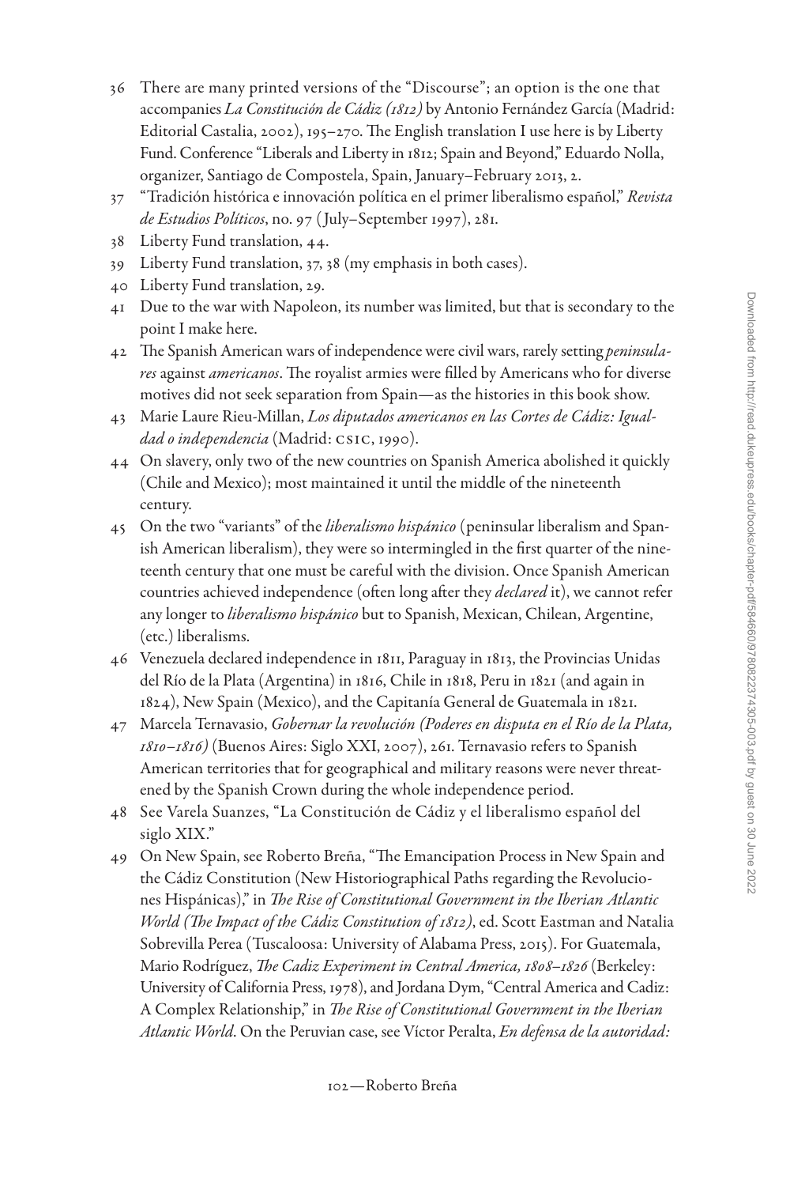36 There are many printed versions of the "Discourse"; an option is the one that accompanies *La Constitución de Cádiz (1812)* by Antonio Fernández García (Madrid: Editorial Castalia, 2002), 195–270. The English translation I use here is by Liberty Fund. Conference "Liberals and Liberty in 1812; Spain and Beyond," Eduardo Nolla, organizer, Santiago de Compostela, Spain, January–February 2013, 2.

37 "Tradición histórica e innovación política en el primer liberalismo español," *Revista de Estudios Políticos*, no. 97 (July–September 1997), 281.

38 Liberty Fund translation, 44.

39 Liberty Fund translation, 37, 38 (my emphasis in both cases).

40 Liberty Fund translation, 29.

41 Due to the war with Napoleon, its number was limited, but that is secondary to the point I make here.

42 The Spanish American wars of independence were civil wars, rarely setting *peninsulares* against *americanos*. The royalist armies were filled by Americans who for diverse motives did not seek separation from Spain—as the histories in this book show.

43 Marie Laure Rieu-Millan, *Los diputados americanos en las Cortes de Cádiz: Igualdad o independencia* (Madrid: CSIC, 1990).

44 On slavery, only two of the new countries on Spanish America abolished it quickly (Chile and Mexico); most maintained it until the middle of the nineteenth century.

45 On the two "variants" of the *liberalismo hispánico* (peninsular liberalism and Spanish American liberalism), they were so intermingled in the first quarter of the nineteenth century that one must be careful with the division. Once Spanish American countries achieved independence (often long after they *declared* it), we cannot refer any longer to *liberalismo hispánico* but to Spanish, Mexican, Chilean, Argentine, (etc.) liberalisms.

46 Venezuela declared independence in 1811, Paraguay in 1813, the Provincias Unidas del Río de la Plata (Argentina) in 1816, Chile in 1818, Peru in 1821 (and again in 1824), New Spain (Mexico), and the Capitanía General de Guatemala in 1821.

47 Marcela Ternavasio, *Gobernar la revolución (Poderes en disputa en el Río de la Plata, 1810–1816)* (Buenos Aires: Siglo XXI, 2007), 261. Ternavasio refers to Spanish American territories that for geographical and military reasons were never threatened by the Spanish Crown during the whole independence period.

48 See Varela Suanzes, "La Constitución de Cádiz y el liberalismo español del siglo XIX."

49 On New Spain, see Roberto Breña, "The Emancipation Process in New Spain and the Cádiz Constitution (New Historiographical Paths regarding the Revoluciones Hispánicas)," in *The Rise of Constitutional Government in the Iberian Atlantic World (The Impact of the Cádiz Constitution of 1812)*, ed. Scott Eastman and Natalia Sobrevilla Perea (Tuscaloosa: University of Alabama Press, 2015). For Guatemala, Mario Rodríguez, *The Cadiz Experiment in Central America, 1808–1826* (Berkeley: University of California Press, 1978), and Jordana Dym, "Central America and Cadiz: A Complex Relationship," in *The Rise of Constitutional Government in the Iberian Atlantic World*. On the Peruvian case, see Víctor Peralta, *En defensa de la autoridad:*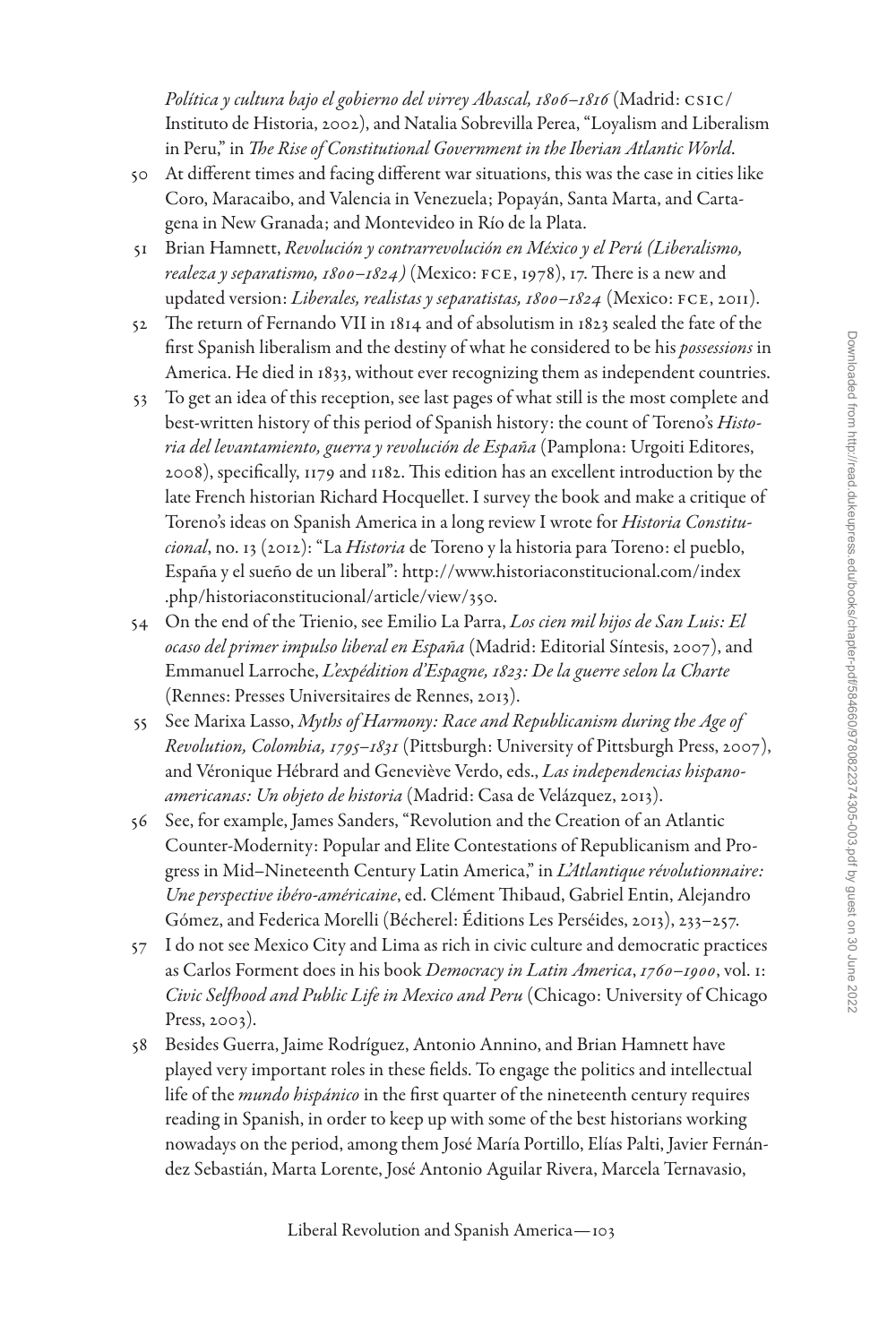*Política y cultura bajo el gobierno del virrey Abascal, 1806–1816* (Madrid: CSIC/Instituto de Historia, 2002), and Natalia Sobrevilla Perea, "Loyalism and Liberalism in Peru," in *The Rise of Constitutional Government in the Iberian Atlantic World*.

50 At different times and facing different war situations, this was the case in cities like Coro, Maracaibo, and Valencia in Venezuela; Popayán, Santa Marta, and Cartagena in New Granada; and Montevideo in Río de la Plata.

51 Brian Hamnett, *Revolución y contrarrevolución en México y el Perú (Liberalismo, realeza y separatismo, 1800–1824)* (Mexico: FCE, 1978), 17. There is a new and updated version: *Liberales, realistas y separatistas, 1800–1824* (Mexico: FCE, 2011).

52 The return of Fernando VII in 1814 and of absolutism in 1823 sealed the fate of the first Spanish liberalism and the destiny of what he considered to be his *possessions* in America. He died in 1833, without ever recognizing them as independent countries.

53 To get an idea of this reception, see last pages of what still is the most complete and best-written history of this period of Spanish history: the count of Toreno's *Historia del levantamiento, guerra y revolución de España* (Pamplona: Urgoiti Editores, 2008), specifically, 1179 and 1182. This edition has an excellent introduction by the late French historian Richard Hocquellet. I survey the book and make a critique of Toreno's ideas on Spanish America in a long review I wrote for *Historia Constitucional*, no. 13 (2012): "La *Historia* de Toreno y la historia para Toreno: el pueblo, España y el sueño de un liberal": http://www.historiaconstitucional.com/index.php/historiaconstitucional/article/view/350.

54 On the end of the Trienio, see Emilio La Parra, *Los cien mil hijos de San Luis: El ocaso del primer impulso liberal en España* (Madrid: Editorial Síntesis, 2007), and Emmanuel Larroche, *L'expédition d'Espagne, 1823: De la guerre selon la Charte* (Rennes: Presses Universitaires de Rennes, 2013).

55 See Marixa Lasso, *Myths of Harmony: Race and Republicanism during the Age of Revolution, Colombia, 1795–1831* (Pittsburgh: University of Pittsburgh Press, 2007), and Véronique Hébrard and Geneviève Verdo, eds., *Las independencias hispanoamericanas: Un objeto de historia* (Madrid: Casa de Velázquez, 2013).

56 See, for example, James Sanders, "Revolution and the Creation of an Atlantic Counter-Modernity: Popular and Elite Contestations of Republicanism and Progress in Mid–Nineteenth Century Latin America," in *L'Atlantique révolutionnaire: Une perspective ibéro-américaine*, ed. Clément Thibaud, Gabriel Entin, Alejandro Gómez, and Federica Morelli (Bécherel: Éditions Les Perséides, 2013), 233–257.

57 I do not see Mexico City and Lima as rich in civic culture and democratic practices as Carlos Forment does in his book *Democracy in Latin America, 1760–1900*, vol. 1: *Civic Selfhood and Public Life in Mexico and Peru* (Chicago: University of Chicago Press, 2003).

58 Besides Guerra, Jaime Rodríguez, Antonio Annino, and Brian Hamnett have played very important roles in these fields. To engage the politics and intellectual life of the *mundo hispánico* in the first quarter of the nineteenth century requires reading in Spanish, in order to keep up with some of the best historians working nowadays on the period, among them José María Portillo, Elías Palti, Javier Fernández Sebastián, Marta Lorente, José Antonio Aguilar Rivera, Marcela Ternavasio,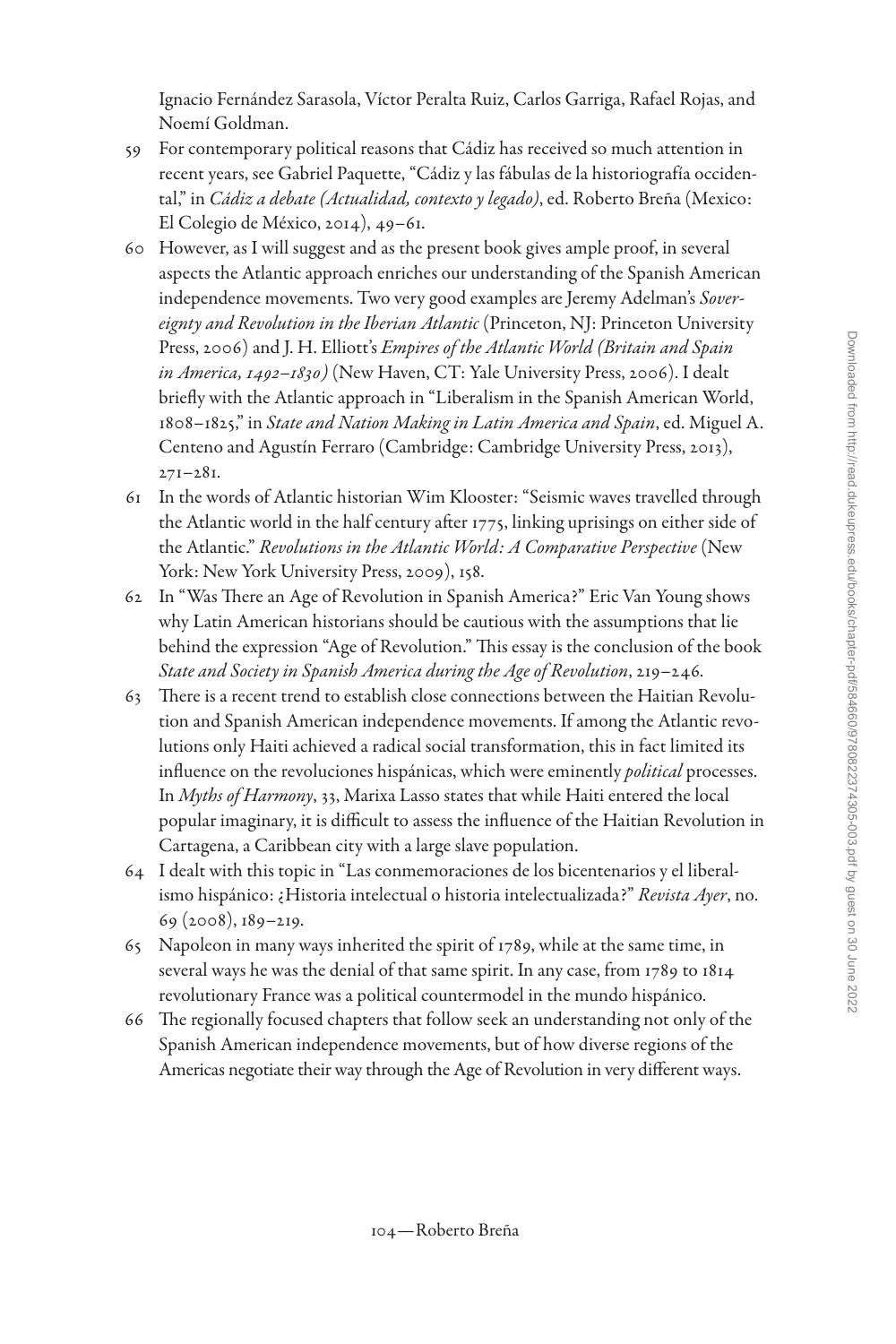Ignacio Fernández Sarasola, Víctor Peralta Ruiz, Carlos Garriga, Rafael Rojas, and Noemí Goldman.

59 For contemporary political reasons that Cádiz has received so much attention in recent years, see Gabriel Paquette, "Cádiz y las fábulas de la historiografía occidental," in *Cádiz a debate (Actualidad, contexto y legado)*, ed. Roberto Breña (Mexico: El Colegio de México, 2014), 49–61.

60 However, as I will suggest and as the present book gives ample proof, in several aspects the Atlantic approach enriches our understanding of the Spanish American independence movements. Two very good examples are Jeremy Adelman's *Sovereignty and Revolution in the Iberian Atlantic* (Princeton, NJ: Princeton University Press, 2006) and J. H. Elliott's *Empires of the Atlantic World (Britain and Spain in America, 1492–1830)* (New Haven, CT: Yale University Press, 2006). I dealt briefly with the Atlantic approach in "Liberalism in the Spanish American World, 1808–1825," in *State and Nation Making in Latin America and Spain*, ed. Miguel A. Centeno and Agustín Ferraro (Cambridge: Cambridge University Press, 2013), 271–281.

61 In the words of Atlantic historian Wim Klooster: "Seismic waves travelled through the Atlantic world in the half century after 1775, linking uprisings on either side of the Atlantic." *Revolutions in the Atlantic World: A Comparative Perspective* (New York: New York University Press, 2009), 158.

62 In "Was There an Age of Revolution in Spanish America?" Eric Van Young shows why Latin American historians should be cautious with the assumptions that lie behind the expression "Age of Revolution." This essay is the conclusion of the book *State and Society in Spanish America during the Age of Revolution*, 219–246.

63 There is a recent trend to establish close connections between the Haitian Revolution and Spanish American independence movements. If among the Atlantic revolutions only Haiti achieved a radical social transformation, this in fact limited its influence on the revoluciones hispánicas, which were eminently *political* processes. In *Myths of Harmony*, 33, Marixa Lasso states that while Haiti entered the local popular imaginary, it is difficult to assess the influence of the Haitian Revolution in Cartagena, a Caribbean city with a large slave population.

64 I dealt with this topic in "Las conmemoraciones de los bicentenarios y el liberalismo hispánico: ¿Historia intelectual o historia intelectualizada?" *Revista Ayer*, no. 69 (2008), 189–219.

65 Napoleon in many ways inherited the spirit of 1789, while at the same time, in several ways he was the denial of that same spirit. In any case, from 1789 to 1814 revolutionary France was a political countermodel in the mundo hispánico.

66 The regionally focused chapters that follow seek an understanding not only of the Spanish American independence movements, but of how diverse regions of the Americas negotiate their way through the Age of Revolution in very different ways.